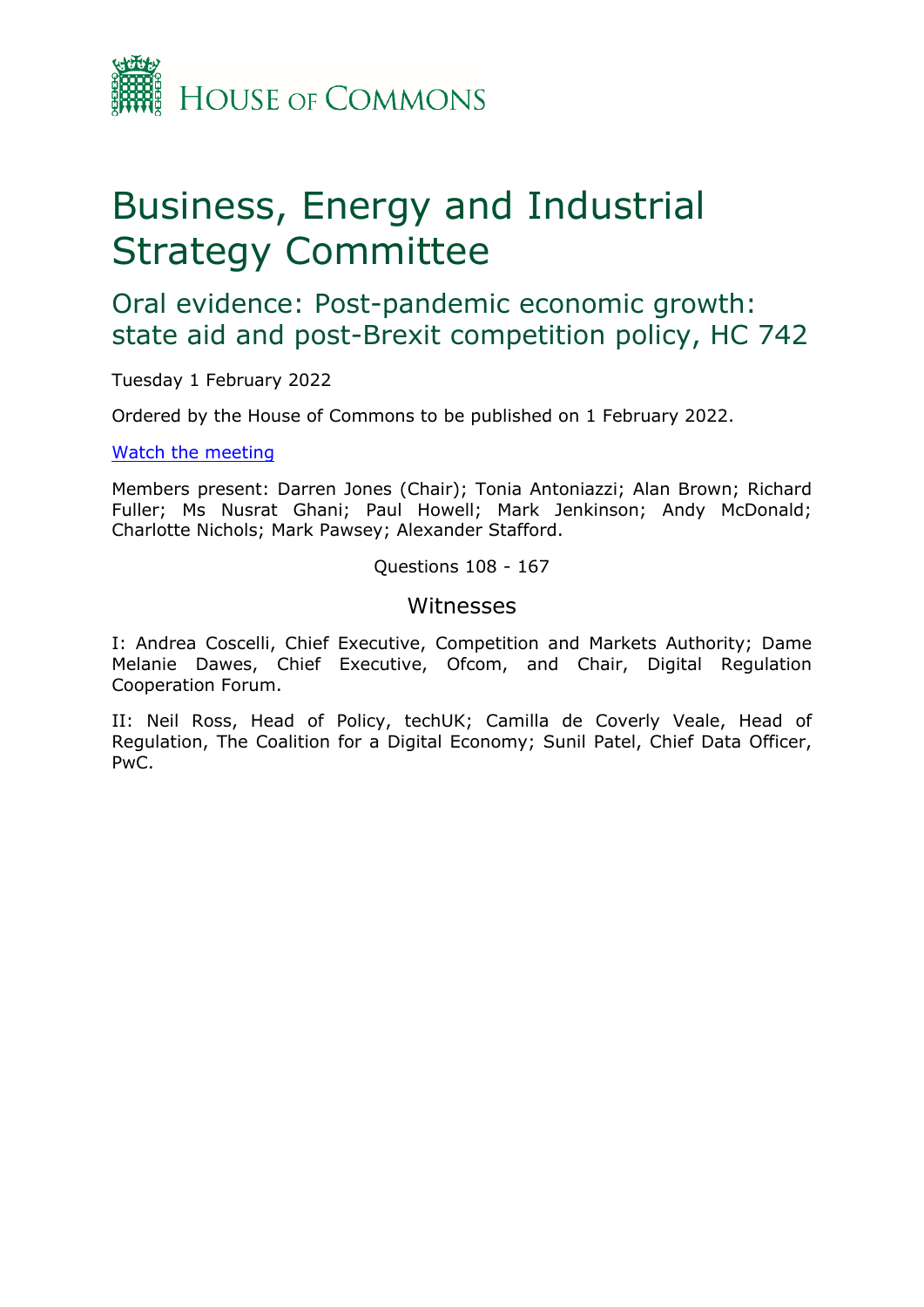House of Commons

# Business, Energy and Industrial Strategy Committee

## Oral evidence: Post-pandemic economic growth: state aid and post-Brexit competition policy, HC 742

Tuesday 1 February 2022

Ordered by the House of Commons to be published on 1 February 2022.

[Watch the meeting]

Members present: Darren Jones (Chair); Tonia Antoniazzi; Alan Brown; Richard Fuller; Ms Nusrat Ghani; Paul Howell; Mark Jenkinson; Andy McDonald; Charlotte Nichols; Mark Pawsey; Alexander Stafford.

Questions 108 - 167

### Witnesses

I: Andrea Coscelli, Chief Executive, Competition and Markets Authority; Dame Melanie Dawes, Chief Executive, Ofcom, and Chair, Digital Regulation Cooperation Forum.

II: Neil Ross, Head of Policy, techUK; Camilla de Coverly Veale, Head of Regulation, The Coalition for a Digital Economy; Sunil Patel, Chief Data Officer, PwC.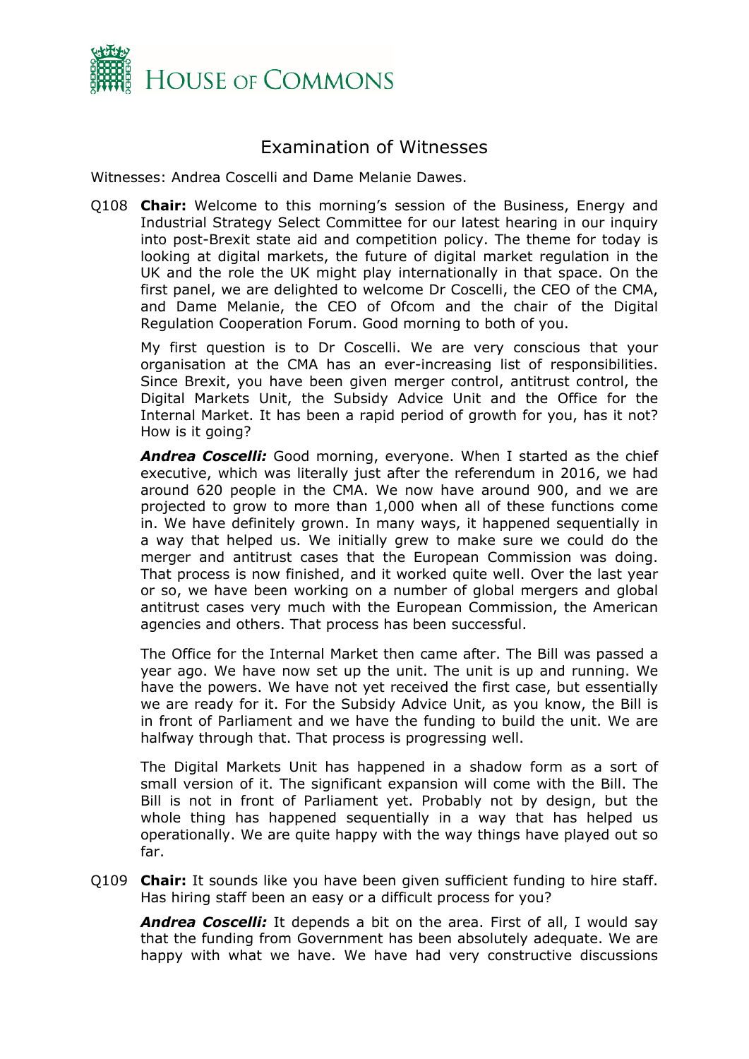# Examination of Witnesses

Witnesses: Andrea Coscelli and Dame Melanie Dawes.

Q108 **Chair:** Welcome to this morning's session of the Business, Energy and Industrial Strategy Select Committee for our latest hearing in our inquiry into post-Brexit state aid and competition policy. The theme for today is looking at digital markets, the future of digital market regulation in the UK and the role the UK might play internationally in that space. On the first panel, we are delighted to welcome Dr Coscelli, the CEO of the CMA, and Dame Melanie, the CEO of Ofcom and the chair of the Digital Regulation Cooperation Forum. Good morning to both of you.

My first question is to Dr Coscelli. We are very conscious that your organisation at the CMA has an ever-increasing list of responsibilities. Since Brexit, you have been given merger control, antitrust control, the Digital Markets Unit, the Subsidy Advice Unit and the Office for the Internal Market. It has been a rapid period of growth for you, has it not? How is it going?

***Andrea Coscelli:*** Good morning, everyone. When I started as the chief executive, which was literally just after the referendum in 2016, we had around 620 people in the CMA. We now have around 900, and we are projected to grow to more than 1,000 when all of these functions come in. We have definitely grown. In many ways, it happened sequentially in a way that helped us. We initially grew to make sure we could do the merger and antitrust cases that the European Commission was doing. That process is now finished, and it worked quite well. Over the last year or so, we have been working on a number of global mergers and global antitrust cases very much with the European Commission, the American agencies and others. That process has been successful.

The Office for the Internal Market then came after. The Bill was passed a year ago. We have now set up the unit. The unit is up and running. We have the powers. We have not yet received the first case, but essentially we are ready for it. For the Subsidy Advice Unit, as you know, the Bill is in front of Parliament and we have the funding to build the unit. We are halfway through that. That process is progressing well.

The Digital Markets Unit has happened in a shadow form as a sort of small version of it. The significant expansion will come with the Bill. The Bill is not in front of Parliament yet. Probably not by design, but the whole thing has happened sequentially in a way that has helped us operationally. We are quite happy with the way things have played out so far.

Q109 **Chair:** It sounds like you have been given sufficient funding to hire staff. Has hiring staff been an easy or a difficult process for you?

***Andrea Coscelli:*** It depends a bit on the area. First of all, I would say that the funding from Government has been absolutely adequate. We are happy with what we have. We have had very constructive discussions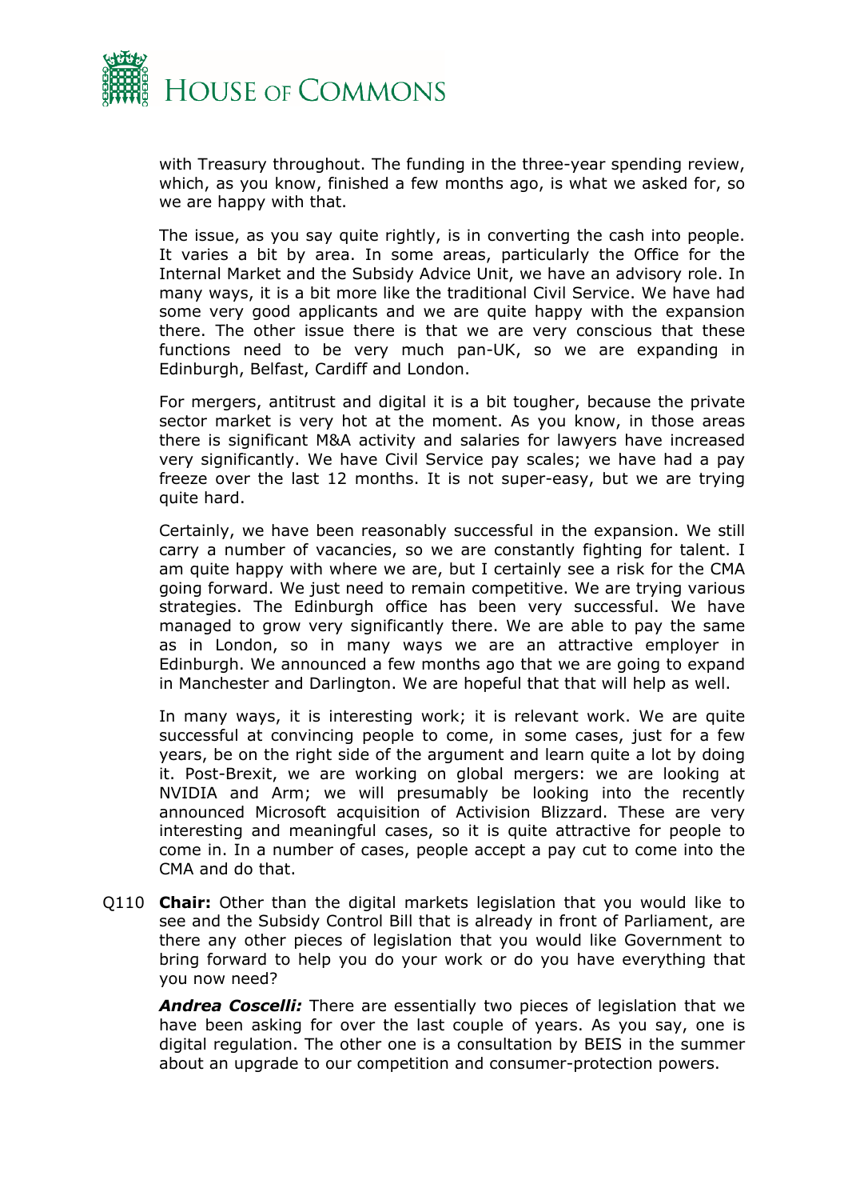with Treasury throughout. The funding in the three-year spending review, which, as you know, finished a few months ago, is what we asked for, so we are happy with that.

The issue, as you say quite rightly, is in converting the cash into people. It varies a bit by area. In some areas, particularly the Office for the Internal Market and the Subsidy Advice Unit, we have an advisory role. In many ways, it is a bit more like the traditional Civil Service. We have had some very good applicants and we are quite happy with the expansion there. The other issue there is that we are very conscious that these functions need to be very much pan-UK, so we are expanding in Edinburgh, Belfast, Cardiff and London.

For mergers, antitrust and digital it is a bit tougher, because the private sector market is very hot at the moment. As you know, in those areas there is significant M&A activity and salaries for lawyers have increased very significantly. We have Civil Service pay scales; we have had a pay freeze over the last 12 months. It is not super-easy, but we are trying quite hard.

Certainly, we have been reasonably successful in the expansion. We still carry a number of vacancies, so we are constantly fighting for talent. I am quite happy with where we are, but I certainly see a risk for the CMA going forward. We just need to remain competitive. We are trying various strategies. The Edinburgh office has been very successful. We have managed to grow very significantly there. We are able to pay the same as in London, so in many ways we are an attractive employer in Edinburgh. We announced a few months ago that we are going to expand in Manchester and Darlington. We are hopeful that that will help as well.

In many ways, it is interesting work; it is relevant work. We are quite successful at convincing people to come, in some cases, just for a few years, be on the right side of the argument and learn quite a lot by doing it. Post-Brexit, we are working on global mergers: we are looking at NVIDIA and Arm; we will presumably be looking into the recently announced Microsoft acquisition of Activision Blizzard. These are very interesting and meaningful cases, so it is quite attractive for people to come in. In a number of cases, people accept a pay cut to come into the CMA and do that.

Q110 **Chair:** Other than the digital markets legislation that you would like to see and the Subsidy Control Bill that is already in front of Parliament, are there any other pieces of legislation that you would like Government to bring forward to help you do your work or do you have everything that you now need?

***Andrea Coscelli:*** There are essentially two pieces of legislation that we have been asking for over the last couple of years. As you say, one is digital regulation. The other one is a consultation by BEIS in the summer about an upgrade to our competition and consumer-protection powers.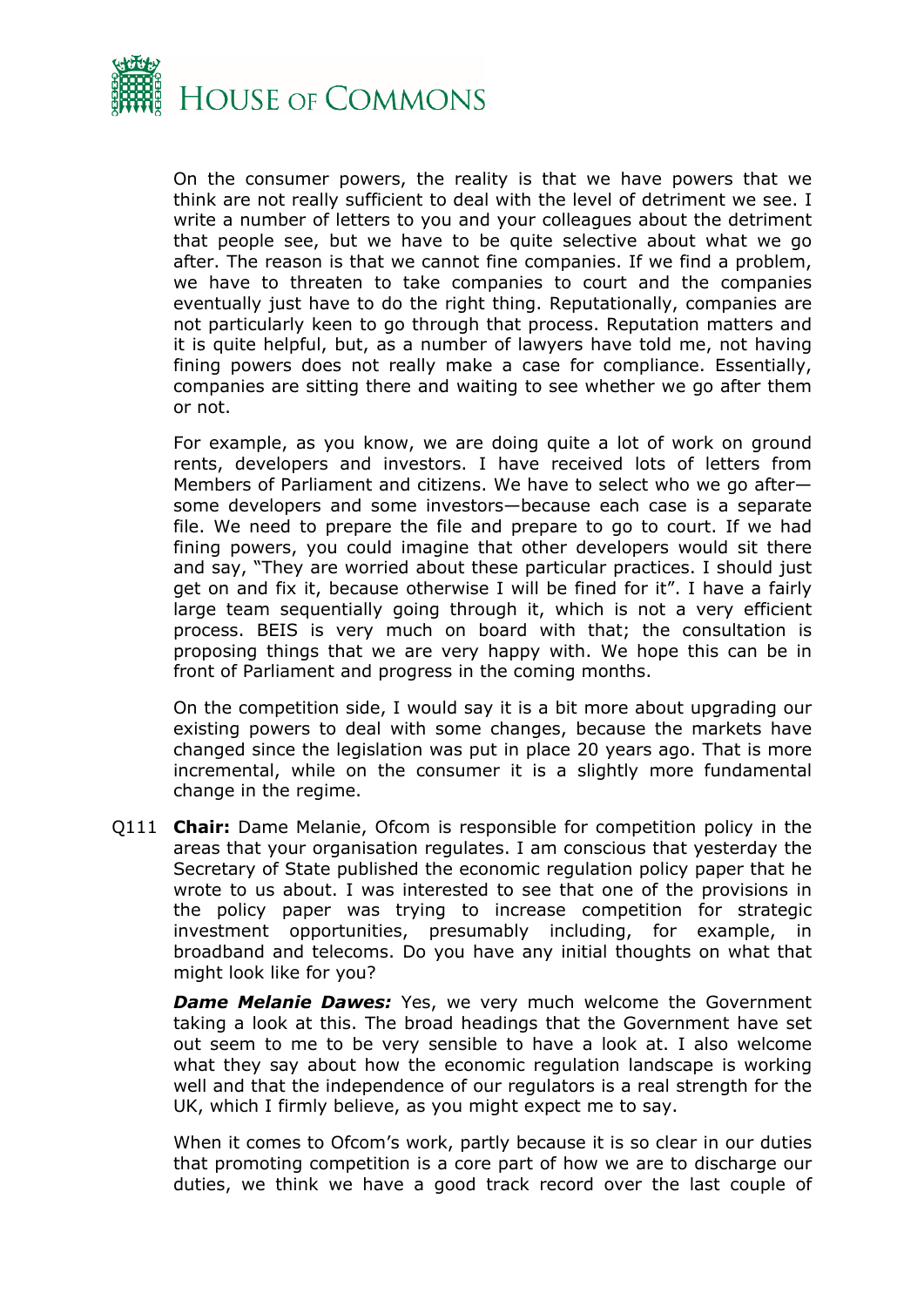On the consumer powers, the reality is that we have powers that we think are not really sufficient to deal with the level of detriment we see. I write a number of letters to you and your colleagues about the detriment that people see, but we have to be quite selective about what we go after. The reason is that we cannot fine companies. If we find a problem, we have to threaten to take companies to court and the companies eventually just have to do the right thing. Reputationally, companies are not particularly keen to go through that process. Reputation matters and it is quite helpful, but, as a number of lawyers have told me, not having fining powers does not really make a case for compliance. Essentially, companies are sitting there and waiting to see whether we go after them or not.

For example, as you know, we are doing quite a lot of work on ground rents, developers and investors. I have received lots of letters from Members of Parliament and citizens. We have to select who we go after—some developers and some investors—because each case is a separate file. We need to prepare the file and prepare to go to court. If we had fining powers, you could imagine that other developers would sit there and say, "They are worried about these particular practices. I should just get on and fix it, because otherwise I will be fined for it". I have a fairly large team sequentially going through it, which is not a very efficient process. BEIS is very much on board with that; the consultation is proposing things that we are very happy with. We hope this can be in front of Parliament and progress in the coming months.

On the competition side, I would say it is a bit more about upgrading our existing powers to deal with some changes, because the markets have changed since the legislation was put in place 20 years ago. That is more incremental, while on the consumer it is a slightly more fundamental change in the regime.

Q111 **Chair:** Dame Melanie, Ofcom is responsible for competition policy in the areas that your organisation regulates. I am conscious that yesterday the Secretary of State published the economic regulation policy paper that he wrote to us about. I was interested to see that one of the provisions in the policy paper was trying to increase competition for strategic investment opportunities, presumably including, for example, in broadband and telecoms. Do you have any initial thoughts on what that might look like for you?

***Dame Melanie Dawes:*** Yes, we very much welcome the Government taking a look at this. The broad headings that the Government have set out seem to me to be very sensible to have a look at. I also welcome what they say about how the economic regulation landscape is working well and that the independence of our regulators is a real strength for the UK, which I firmly believe, as you might expect me to say.

When it comes to Ofcom's work, partly because it is so clear in our duties that promoting competition is a core part of how we are to discharge our duties, we think we have a good track record over the last couple of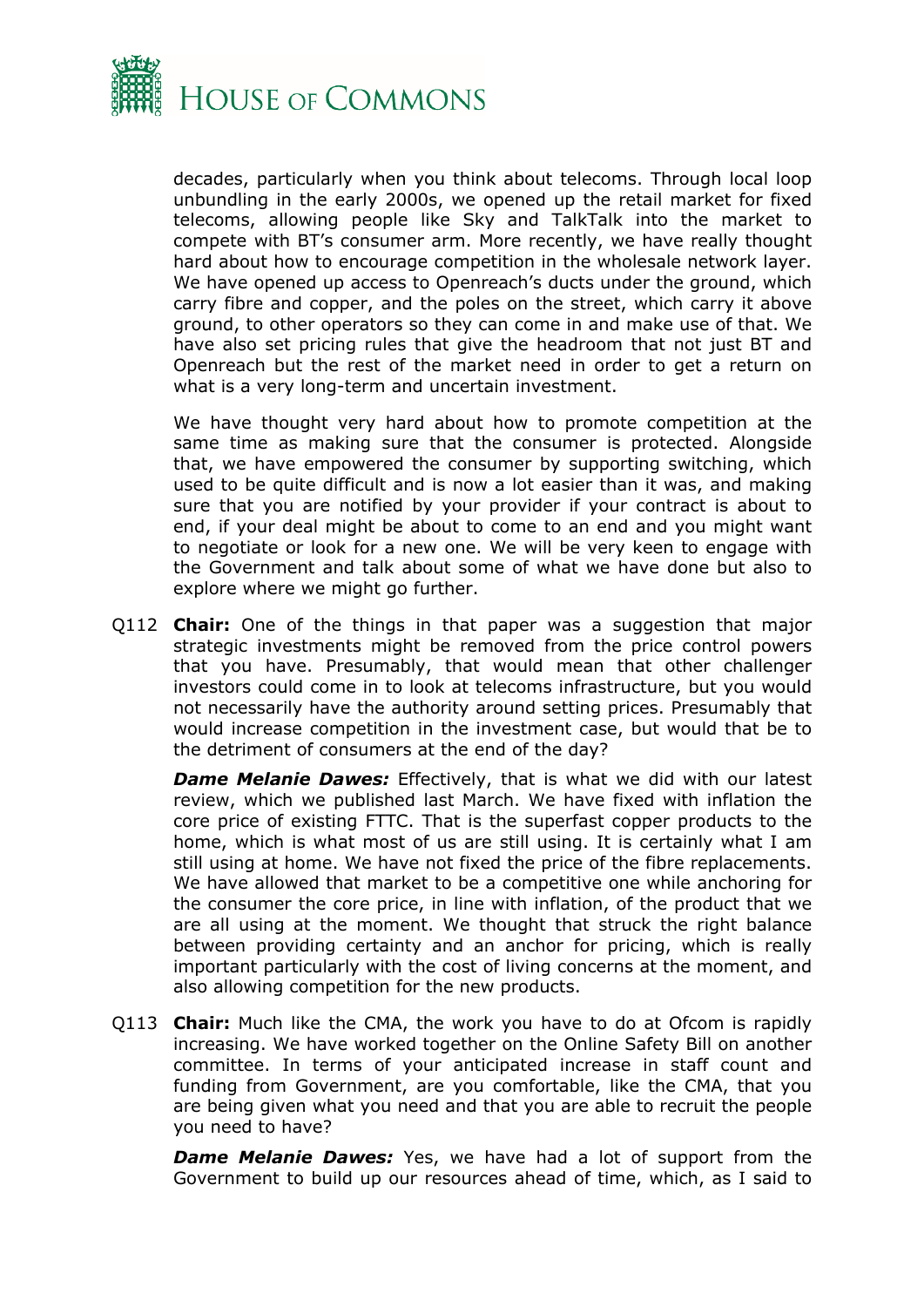decades, particularly when you think about telecoms. Through local loop unbundling in the early 2000s, we opened up the retail market for fixed telecoms, allowing people like Sky and TalkTalk into the market to compete with BT's consumer arm. More recently, we have really thought hard about how to encourage competition in the wholesale network layer. We have opened up access to Openreach's ducts under the ground, which carry fibre and copper, and the poles on the street, which carry it above ground, to other operators so they can come in and make use of that. We have also set pricing rules that give the headroom that not just BT and Openreach but the rest of the market need in order to get a return on what is a very long-term and uncertain investment.

We have thought very hard about how to promote competition at the same time as making sure that the consumer is protected. Alongside that, we have empowered the consumer by supporting switching, which used to be quite difficult and is now a lot easier than it was, and making sure that you are notified by your provider if your contract is about to end, if your deal might be about to come to an end and you might want to negotiate or look for a new one. We will be very keen to engage with the Government and talk about some of what we have done but also to explore where we might go further.

Q112 **Chair:** One of the things in that paper was a suggestion that major strategic investments might be removed from the price control powers that you have. Presumably, that would mean that other challenger investors could come in to look at telecoms infrastructure, but you would not necessarily have the authority around setting prices. Presumably that would increase competition in the investment case, but would that be to the detriment of consumers at the end of the day?

***Dame Melanie Dawes:*** Effectively, that is what we did with our latest review, which we published last March. We have fixed with inflation the core price of existing FTTC. That is the superfast copper products to the home, which is what most of us are still using. It is certainly what I am still using at home. We have not fixed the price of the fibre replacements. We have allowed that market to be a competitive one while anchoring for the consumer the core price, in line with inflation, of the product that we are all using at the moment. We thought that struck the right balance between providing certainty and an anchor for pricing, which is really important particularly with the cost of living concerns at the moment, and also allowing competition for the new products.

Q113 **Chair:** Much like the CMA, the work you have to do at Ofcom is rapidly increasing. We have worked together on the Online Safety Bill on another committee. In terms of your anticipated increase in staff count and funding from Government, are you comfortable, like the CMA, that you are being given what you need and that you are able to recruit the people you need to have?

***Dame Melanie Dawes:*** Yes, we have had a lot of support from the Government to build up our resources ahead of time, which, as I said to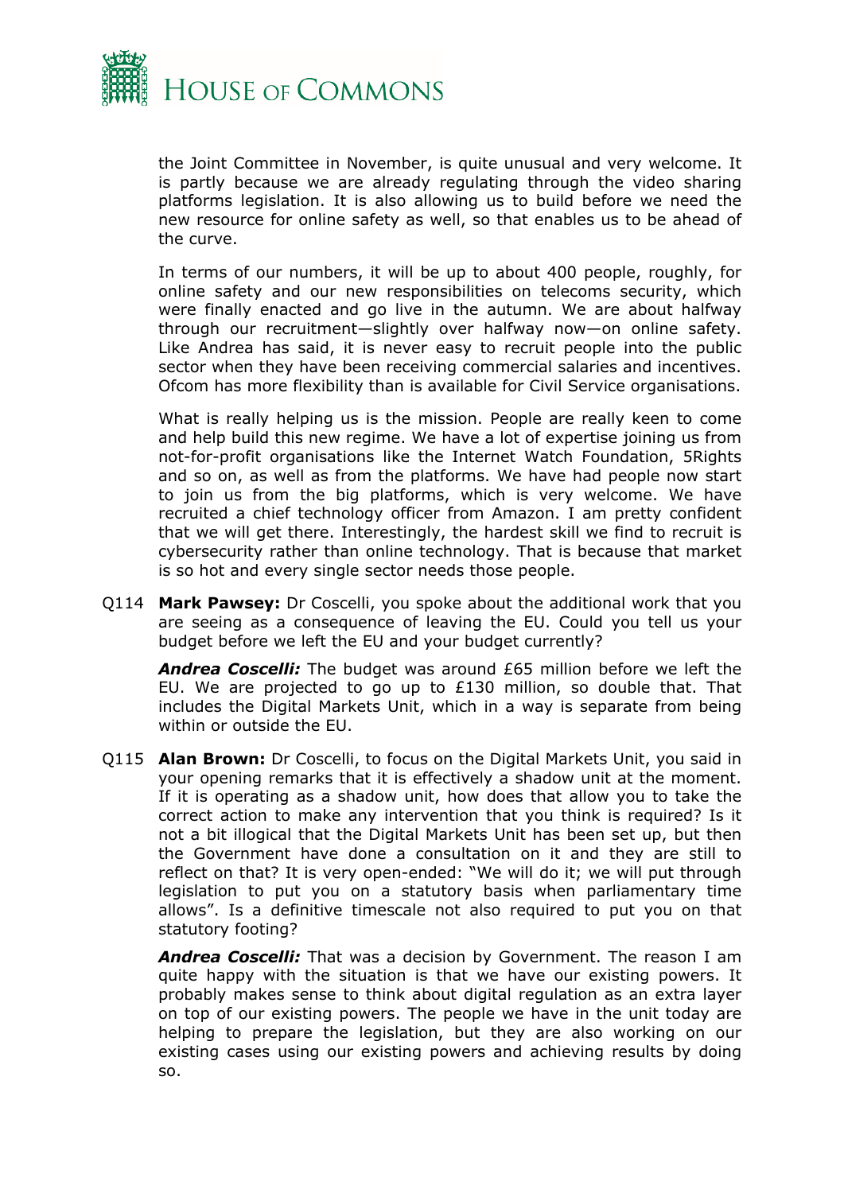the Joint Committee in November, is quite unusual and very welcome. It is partly because we are already regulating through the video sharing platforms legislation. It is also allowing us to build before we need the new resource for online safety as well, so that enables us to be ahead of the curve.

In terms of our numbers, it will be up to about 400 people, roughly, for online safety and our new responsibilities on telecoms security, which were finally enacted and go live in the autumn. We are about halfway through our recruitment—slightly over halfway now—on online safety. Like Andrea has said, it is never easy to recruit people into the public sector when they have been receiving commercial salaries and incentives. Ofcom has more flexibility than is available for Civil Service organisations.

What is really helping us is the mission. People are really keen to come and help build this new regime. We have a lot of expertise joining us from not-for-profit organisations like the Internet Watch Foundation, 5Rights and so on, as well as from the platforms. We have had people now start to join us from the big platforms, which is very welcome. We have recruited a chief technology officer from Amazon. I am pretty confident that we will get there. Interestingly, the hardest skill we find to recruit is cybersecurity rather than online technology. That is because that market is so hot and every single sector needs those people.

Q114 **Mark Pawsey:** Dr Coscelli, you spoke about the additional work that you are seeing as a consequence of leaving the EU. Could you tell us your budget before we left the EU and your budget currently?

***Andrea Coscelli:*** The budget was around £65 million before we left the EU. We are projected to go up to £130 million, so double that. That includes the Digital Markets Unit, which in a way is separate from being within or outside the EU.

Q115 **Alan Brown:** Dr Coscelli, to focus on the Digital Markets Unit, you said in your opening remarks that it is effectively a shadow unit at the moment. If it is operating as a shadow unit, how does that allow you to take the correct action to make any intervention that you think is required? Is it not a bit illogical that the Digital Markets Unit has been set up, but then the Government have done a consultation on it and they are still to reflect on that? It is very open-ended: "We will do it; we will put through legislation to put you on a statutory basis when parliamentary time allows". Is a definitive timescale not also required to put you on that statutory footing?

***Andrea Coscelli:*** That was a decision by Government. The reason I am quite happy with the situation is that we have our existing powers. It probably makes sense to think about digital regulation as an extra layer on top of our existing powers. The people we have in the unit today are helping to prepare the legislation, but they are also working on our existing cases using our existing powers and achieving results by doing so.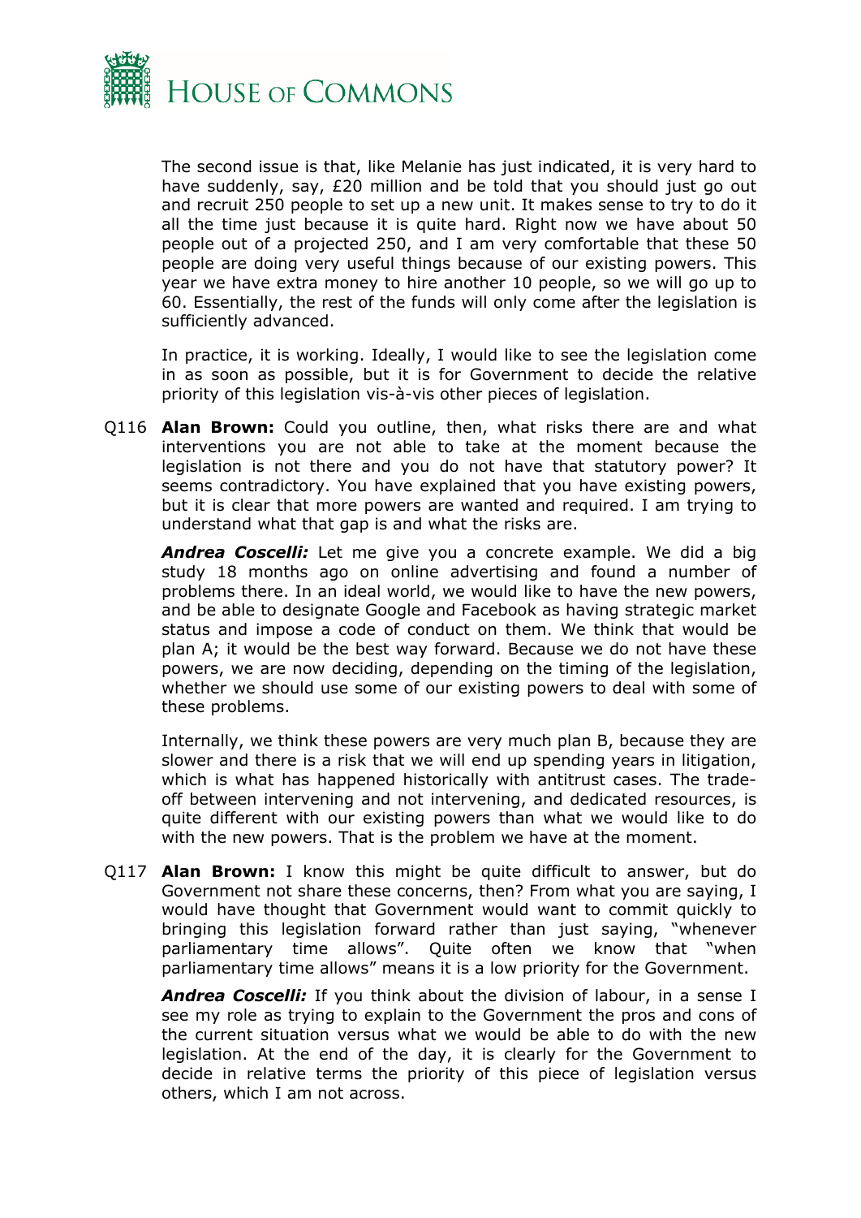The second issue is that, like Melanie has just indicated, it is very hard to have suddenly, say, £20 million and be told that you should just go out and recruit 250 people to set up a new unit. It makes sense to try to do it all the time just because it is quite hard. Right now we have about 50 people out of a projected 250, and I am very comfortable that these 50 people are doing very useful things because of our existing powers. This year we have extra money to hire another 10 people, so we will go up to 60. Essentially, the rest of the funds will only come after the legislation is sufficiently advanced.

In practice, it is working. Ideally, I would like to see the legislation come in as soon as possible, but it is for Government to decide the relative priority of this legislation vis-à-vis other pieces of legislation.

Q116 **Alan Brown:** Could you outline, then, what risks there are and what interventions you are not able to take at the moment because the legislation is not there and you do not have that statutory power? It seems contradictory. You have explained that you have existing powers, but it is clear that more powers are wanted and required. I am trying to understand what that gap is and what the risks are.

***Andrea Coscelli:*** Let me give you a concrete example. We did a big study 18 months ago on online advertising and found a number of problems there. In an ideal world, we would like to have the new powers, and be able to designate Google and Facebook as having strategic market status and impose a code of conduct on them. We think that would be plan A; it would be the best way forward. Because we do not have these powers, we are now deciding, depending on the timing of the legislation, whether we should use some of our existing powers to deal with some of these problems.

Internally, we think these powers are very much plan B, because they are slower and there is a risk that we will end up spending years in litigation, which is what has happened historically with antitrust cases. The trade-off between intervening and not intervening, and dedicated resources, is quite different with our existing powers than what we would like to do with the new powers. That is the problem we have at the moment.

Q117 **Alan Brown:** I know this might be quite difficult to answer, but do Government not share these concerns, then? From what you are saying, I would have thought that Government would want to commit quickly to bringing this legislation forward rather than just saying, "whenever parliamentary time allows". Quite often we know that "when parliamentary time allows" means it is a low priority for the Government.

***Andrea Coscelli:*** If you think about the division of labour, in a sense I see my role as trying to explain to the Government the pros and cons of the current situation versus what we would be able to do with the new legislation. At the end of the day, it is clearly for the Government to decide in relative terms the priority of this piece of legislation versus others, which I am not across.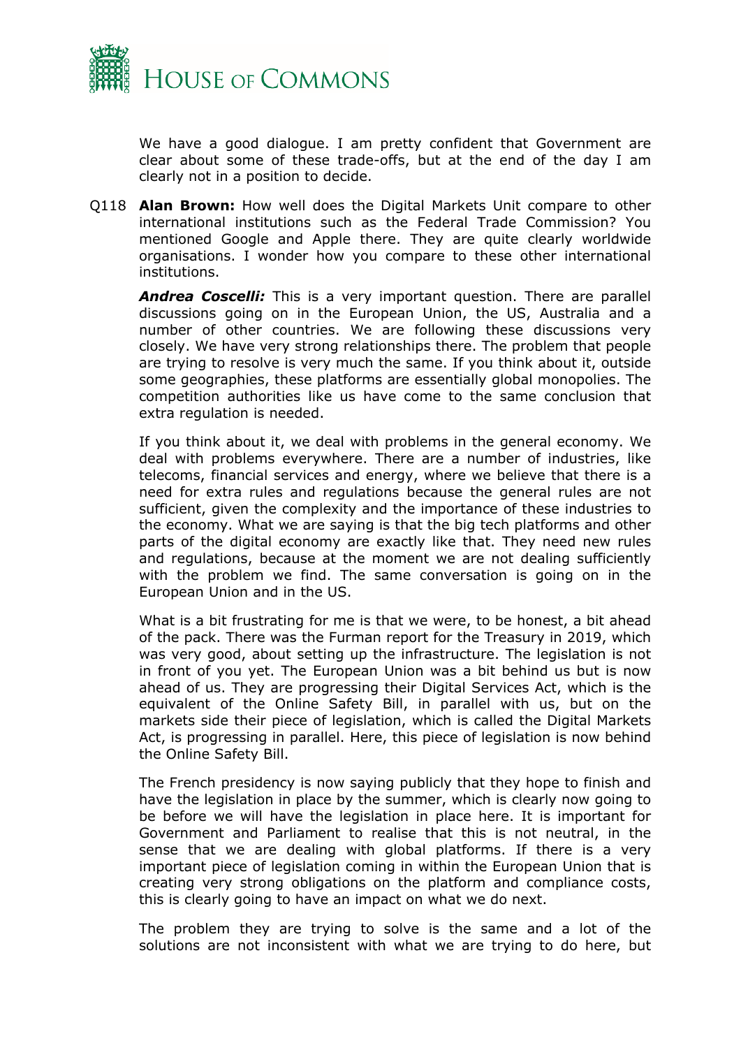We have a good dialogue. I am pretty confident that Government are clear about some of these trade-offs, but at the end of the day I am clearly not in a position to decide.

Q118 **Alan Brown:** How well does the Digital Markets Unit compare to other international institutions such as the Federal Trade Commission? You mentioned Google and Apple there. They are quite clearly worldwide organisations. I wonder how you compare to these other international institutions.

***Andrea Coscelli:*** This is a very important question. There are parallel discussions going on in the European Union, the US, Australia and a number of other countries. We are following these discussions very closely. We have very strong relationships there. The problem that people are trying to resolve is very much the same. If you think about it, outside some geographies, these platforms are essentially global monopolies. The competition authorities like us have come to the same conclusion that extra regulation is needed.

If you think about it, we deal with problems in the general economy. We deal with problems everywhere. There are a number of industries, like telecoms, financial services and energy, where we believe that there is a need for extra rules and regulations because the general rules are not sufficient, given the complexity and the importance of these industries to the economy. What we are saying is that the big tech platforms and other parts of the digital economy are exactly like that. They need new rules and regulations, because at the moment we are not dealing sufficiently with the problem we find. The same conversation is going on in the European Union and in the US.

What is a bit frustrating for me is that we were, to be honest, a bit ahead of the pack. There was the Furman report for the Treasury in 2019, which was very good, about setting up the infrastructure. The legislation is not in front of you yet. The European Union was a bit behind us but is now ahead of us. They are progressing their Digital Services Act, which is the equivalent of the Online Safety Bill, in parallel with us, but on the markets side their piece of legislation, which is called the Digital Markets Act, is progressing in parallel. Here, this piece of legislation is now behind the Online Safety Bill.

The French presidency is now saying publicly that they hope to finish and have the legislation in place by the summer, which is clearly now going to be before we will have the legislation in place here. It is important for Government and Parliament to realise that this is not neutral, in the sense that we are dealing with global platforms. If there is a very important piece of legislation coming in within the European Union that is creating very strong obligations on the platform and compliance costs, this is clearly going to have an impact on what we do next.

The problem they are trying to solve is the same and a lot of the solutions are not inconsistent with what we are trying to do here, but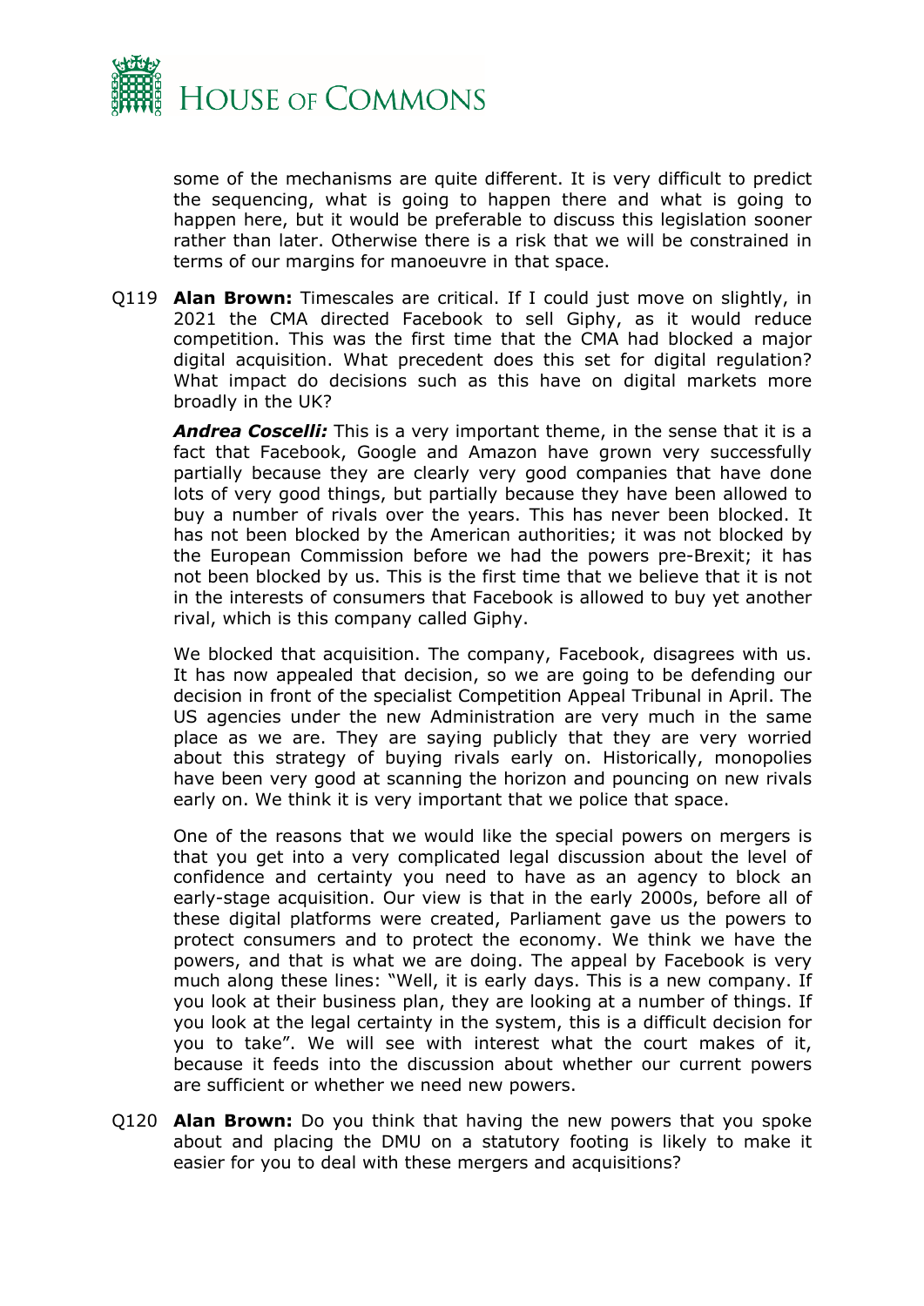some of the mechanisms are quite different. It is very difficult to predict the sequencing, what is going to happen there and what is going to happen here, but it would be preferable to discuss this legislation sooner rather than later. Otherwise there is a risk that we will be constrained in terms of our margins for manoeuvre in that space.

Q119 **Alan Brown:** Timescales are critical. If I could just move on slightly, in 2021 the CMA directed Facebook to sell Giphy, as it would reduce competition. This was the first time that the CMA had blocked a major digital acquisition. What precedent does this set for digital regulation? What impact do decisions such as this have on digital markets more broadly in the UK?

***Andrea Coscelli:*** This is a very important theme, in the sense that it is a fact that Facebook, Google and Amazon have grown very successfully partially because they are clearly very good companies that have done lots of very good things, but partially because they have been allowed to buy a number of rivals over the years. This has never been blocked. It has not been blocked by the American authorities; it was not blocked by the European Commission before we had the powers pre-Brexit; it has not been blocked by us. This is the first time that we believe that it is not in the interests of consumers that Facebook is allowed to buy yet another rival, which is this company called Giphy.

We blocked that acquisition. The company, Facebook, disagrees with us. It has now appealed that decision, so we are going to be defending our decision in front of the specialist Competition Appeal Tribunal in April. The US agencies under the new Administration are very much in the same place as we are. They are saying publicly that they are very worried about this strategy of buying rivals early on. Historically, monopolies have been very good at scanning the horizon and pouncing on new rivals early on. We think it is very important that we police that space.

One of the reasons that we would like the special powers on mergers is that you get into a very complicated legal discussion about the level of confidence and certainty you need to have as an agency to block an early-stage acquisition. Our view is that in the early 2000s, before all of these digital platforms were created, Parliament gave us the powers to protect consumers and to protect the economy. We think we have the powers, and that is what we are doing. The appeal by Facebook is very much along these lines: "Well, it is early days. This is a new company. If you look at their business plan, they are looking at a number of things. If you look at the legal certainty in the system, this is a difficult decision for you to take". We will see with interest what the court makes of it, because it feeds into the discussion about whether our current powers are sufficient or whether we need new powers.

Q120 **Alan Brown:** Do you think that having the new powers that you spoke about and placing the DMU on a statutory footing is likely to make it easier for you to deal with these mergers and acquisitions?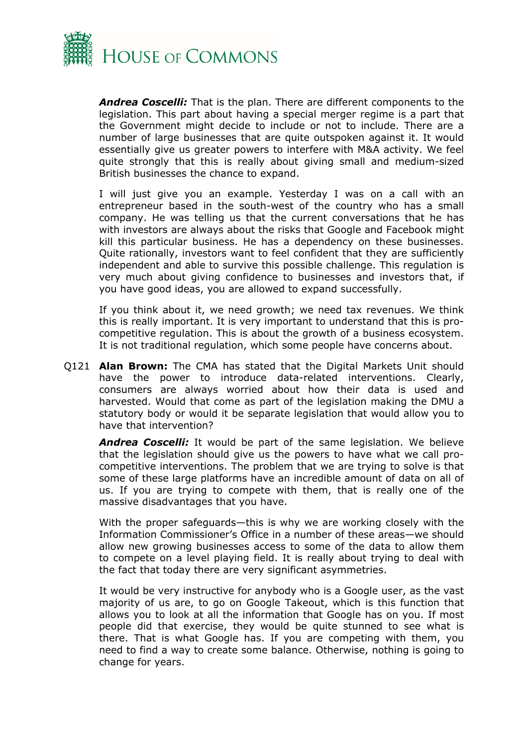***Andrea Coscelli:*** That is the plan. There are different components to the legislation. This part about having a special merger regime is a part that the Government might decide to include or not to include. There are a number of large businesses that are quite outspoken against it. It would essentially give us greater powers to interfere with M&A activity. We feel quite strongly that this is really about giving small and medium-sized British businesses the chance to expand.

I will just give you an example. Yesterday I was on a call with an entrepreneur based in the south-west of the country who has a small company. He was telling us that the current conversations that he has with investors are always about the risks that Google and Facebook might kill this particular business. He has a dependency on these businesses. Quite rationally, investors want to feel confident that they are sufficiently independent and able to survive this possible challenge. This regulation is very much about giving confidence to businesses and investors that, if you have good ideas, you are allowed to expand successfully.

If you think about it, we need growth; we need tax revenues. We think this is really important. It is very important to understand that this is pro-competitive regulation. This is about the growth of a business ecosystem. It is not traditional regulation, which some people have concerns about.

Q121 **Alan Brown:** The CMA has stated that the Digital Markets Unit should have the power to introduce data-related interventions. Clearly, consumers are always worried about how their data is used and harvested. Would that come as part of the legislation making the DMU a statutory body or would it be separate legislation that would allow you to have that intervention?

***Andrea Coscelli:*** It would be part of the same legislation. We believe that the legislation should give us the powers to have what we call pro-competitive interventions. The problem that we are trying to solve is that some of these large platforms have an incredible amount of data on all of us. If you are trying to compete with them, that is really one of the massive disadvantages that you have.

With the proper safeguards—this is why we are working closely with the Information Commissioner's Office in a number of these areas—we should allow new growing businesses access to some of the data to allow them to compete on a level playing field. It is really about trying to deal with the fact that today there are very significant asymmetries.

It would be very instructive for anybody who is a Google user, as the vast majority of us are, to go on Google Takeout, which is this function that allows you to look at all the information that Google has on you. If most people did that exercise, they would be quite stunned to see what is there. That is what Google has. If you are competing with them, you need to find a way to create some balance. Otherwise, nothing is going to change for years.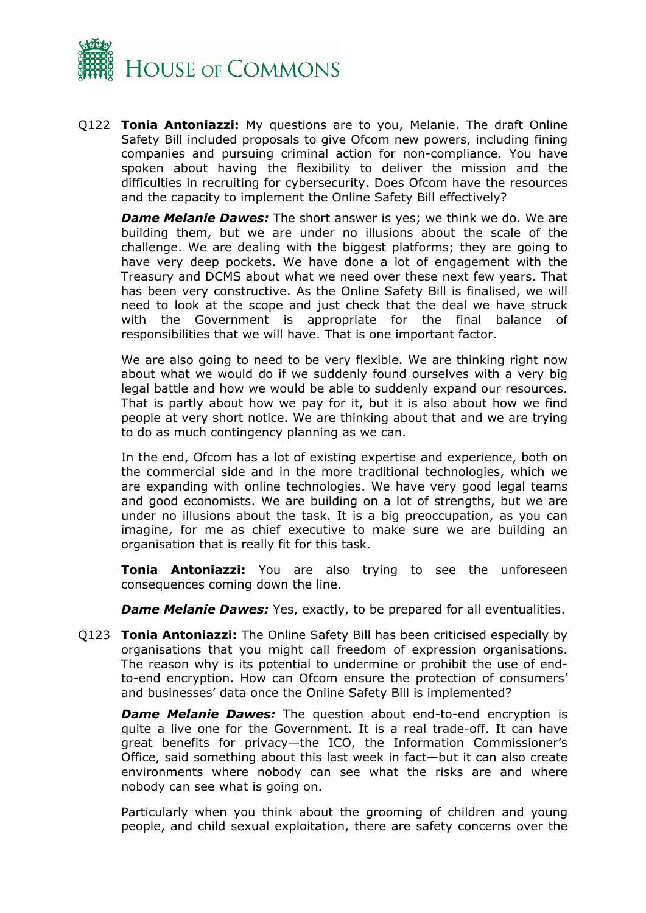Q122 **Tonia Antoniazzi:** My questions are to you, Melanie. The draft Online Safety Bill included proposals to give Ofcom new powers, including fining companies and pursuing criminal action for non-compliance. You have spoken about having the flexibility to deliver the mission and the difficulties in recruiting for cybersecurity. Does Ofcom have the resources and the capacity to implement the Online Safety Bill effectively?

***Dame Melanie Dawes:*** The short answer is yes; we think we do. We are building them, but we are under no illusions about the scale of the challenge. We are dealing with the biggest platforms; they are going to have very deep pockets. We have done a lot of engagement with the Treasury and DCMS about what we need over these next few years. That has been very constructive. As the Online Safety Bill is finalised, we will need to look at the scope and just check that the deal we have struck with the Government is appropriate for the final balance of responsibilities that we will have. That is one important factor.

We are also going to need to be very flexible. We are thinking right now about what we would do if we suddenly found ourselves with a very big legal battle and how we would be able to suddenly expand our resources. That is partly about how we pay for it, but it is also about how we find people at very short notice. We are thinking about that and we are trying to do as much contingency planning as we can.

In the end, Ofcom has a lot of existing expertise and experience, both on the commercial side and in the more traditional technologies, which we are expanding with online technologies. We have very good legal teams and good economists. We are building on a lot of strengths, but we are under no illusions about the task. It is a big preoccupation, as you can imagine, for me as chief executive to make sure we are building an organisation that is really fit for this task.

**Tonia Antoniazzi:** You are also trying to see the unforeseen consequences coming down the line.

***Dame Melanie Dawes:*** Yes, exactly, to be prepared for all eventualities.

Q123 **Tonia Antoniazzi:** The Online Safety Bill has been criticised especially by organisations that you might call freedom of expression organisations. The reason why is its potential to undermine or prohibit the use of end-to-end encryption. How can Ofcom ensure the protection of consumers' and businesses' data once the Online Safety Bill is implemented?

***Dame Melanie Dawes:*** The question about end-to-end encryption is quite a live one for the Government. It is a real trade-off. It can have great benefits for privacy—the ICO, the Information Commissioner's Office, said something about this last week in fact—but it can also create environments where nobody can see what the risks are and where nobody can see what is going on.

Particularly when you think about the grooming of children and young people, and child sexual exploitation, there are safety concerns over the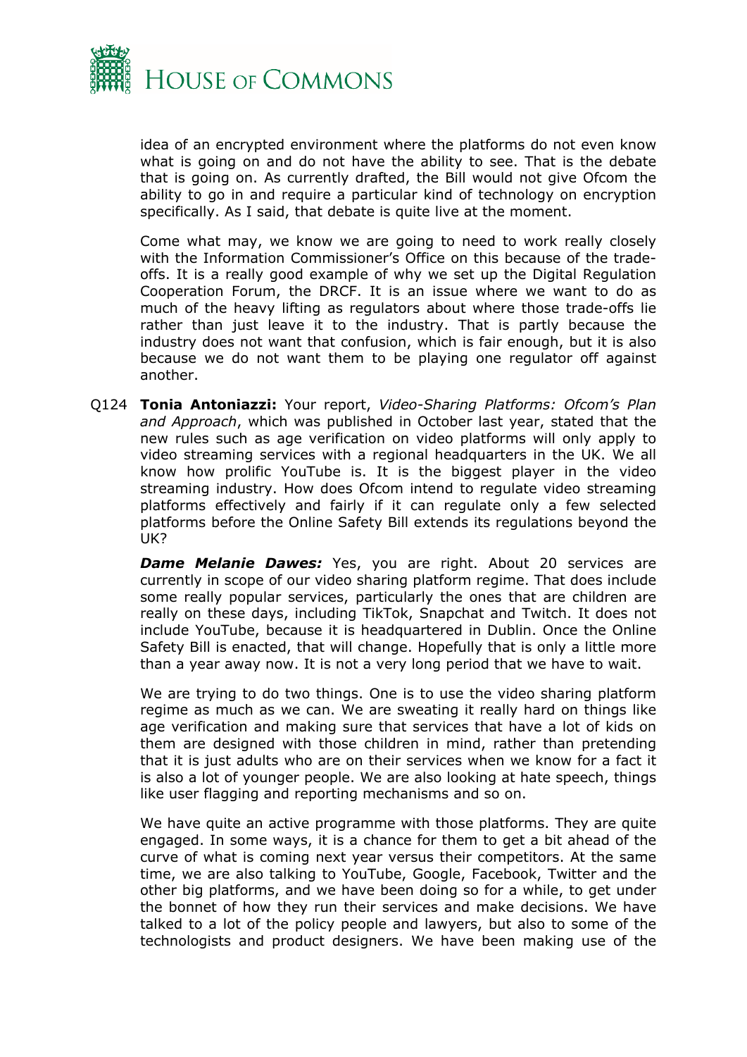idea of an encrypted environment where the platforms do not even know what is going on and do not have the ability to see. That is the debate that is going on. As currently drafted, the Bill would not give Ofcom the ability to go in and require a particular kind of technology on encryption specifically. As I said, that debate is quite live at the moment.

Come what may, we know we are going to need to work really closely with the Information Commissioner's Office on this because of the trade-offs. It is a really good example of why we set up the Digital Regulation Cooperation Forum, the DRCF. It is an issue where we want to do as much of the heavy lifting as regulators about where those trade-offs lie rather than just leave it to the industry. That is partly because the industry does not want that confusion, which is fair enough, but it is also because we do not want them to be playing one regulator off against another.

Q124 **Tonia Antoniazzi:** Your report, *Video-Sharing Platforms: Ofcom's Plan and Approach*, which was published in October last year, stated that the new rules such as age verification on video platforms will only apply to video streaming services with a regional headquarters in the UK. We all know how prolific YouTube is. It is the biggest player in the video streaming industry. How does Ofcom intend to regulate video streaming platforms effectively and fairly if it can regulate only a few selected platforms before the Online Safety Bill extends its regulations beyond the UK?

***Dame Melanie Dawes:*** Yes, you are right. About 20 services are currently in scope of our video sharing platform regime. That does include some really popular services, particularly the ones that are children are really on these days, including TikTok, Snapchat and Twitch. It does not include YouTube, because it is headquartered in Dublin. Once the Online Safety Bill is enacted, that will change. Hopefully that is only a little more than a year away now. It is not a very long period that we have to wait.

We are trying to do two things. One is to use the video sharing platform regime as much as we can. We are sweating it really hard on things like age verification and making sure that services that have a lot of kids on them are designed with those children in mind, rather than pretending that it is just adults who are on their services when we know for a fact it is also a lot of younger people. We are also looking at hate speech, things like user flagging and reporting mechanisms and so on.

We have quite an active programme with those platforms. They are quite engaged. In some ways, it is a chance for them to get a bit ahead of the curve of what is coming next year versus their competitors. At the same time, we are also talking to YouTube, Google, Facebook, Twitter and the other big platforms, and we have been doing so for a while, to get under the bonnet of how they run their services and make decisions. We have talked to a lot of the policy people and lawyers, but also to some of the technologists and product designers. We have been making use of the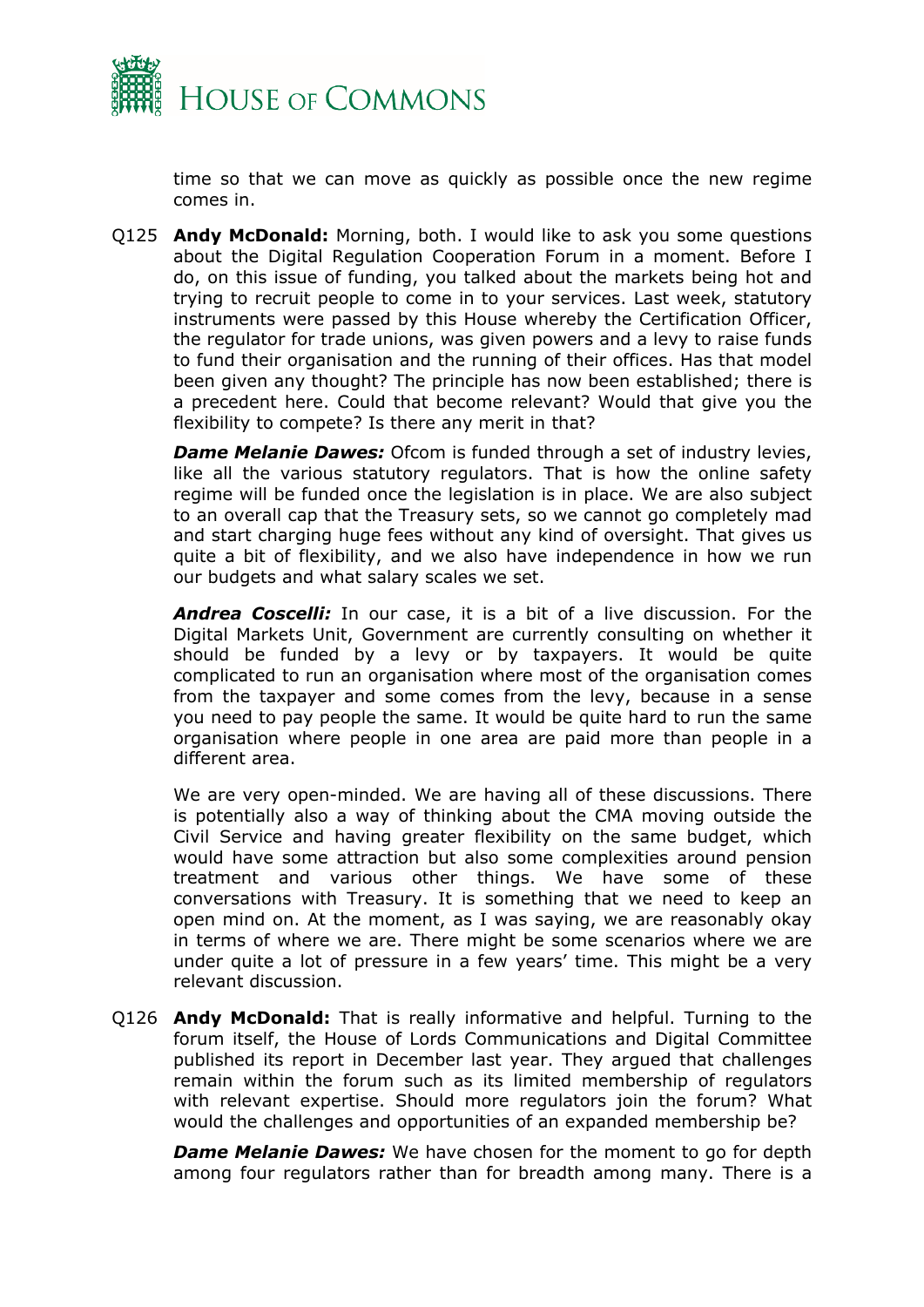time so that we can move as quickly as possible once the new regime comes in.

Q125 **Andy McDonald:** Morning, both. I would like to ask you some questions about the Digital Regulation Cooperation Forum in a moment. Before I do, on this issue of funding, you talked about the markets being hot and trying to recruit people to come in to your services. Last week, statutory instruments were passed by this House whereby the Certification Officer, the regulator for trade unions, was given powers and a levy to raise funds to fund their organisation and the running of their offices. Has that model been given any thought? The principle has now been established; there is a precedent here. Could that become relevant? Would that give you the flexibility to compete? Is there any merit in that?

***Dame Melanie Dawes:*** Ofcom is funded through a set of industry levies, like all the various statutory regulators. That is how the online safety regime will be funded once the legislation is in place. We are also subject to an overall cap that the Treasury sets, so we cannot go completely mad and start charging huge fees without any kind of oversight. That gives us quite a bit of flexibility, and we also have independence in how we run our budgets and what salary scales we set.

***Andrea Coscelli:*** In our case, it is a bit of a live discussion. For the Digital Markets Unit, Government are currently consulting on whether it should be funded by a levy or by taxpayers. It would be quite complicated to run an organisation where most of the organisation comes from the taxpayer and some comes from the levy, because in a sense you need to pay people the same. It would be quite hard to run the same organisation where people in one area are paid more than people in a different area.

We are very open-minded. We are having all of these discussions. There is potentially also a way of thinking about the CMA moving outside the Civil Service and having greater flexibility on the same budget, which would have some attraction but also some complexities around pension treatment and various other things. We have some of these conversations with Treasury. It is something that we need to keep an open mind on. At the moment, as I was saying, we are reasonably okay in terms of where we are. There might be some scenarios where we are under quite a lot of pressure in a few years' time. This might be a very relevant discussion.

Q126 **Andy McDonald:** That is really informative and helpful. Turning to the forum itself, the House of Lords Communications and Digital Committee published its report in December last year. They argued that challenges remain within the forum such as its limited membership of regulators with relevant expertise. Should more regulators join the forum? What would the challenges and opportunities of an expanded membership be?

***Dame Melanie Dawes:*** We have chosen for the moment to go for depth among four regulators rather than for breadth among many. There is a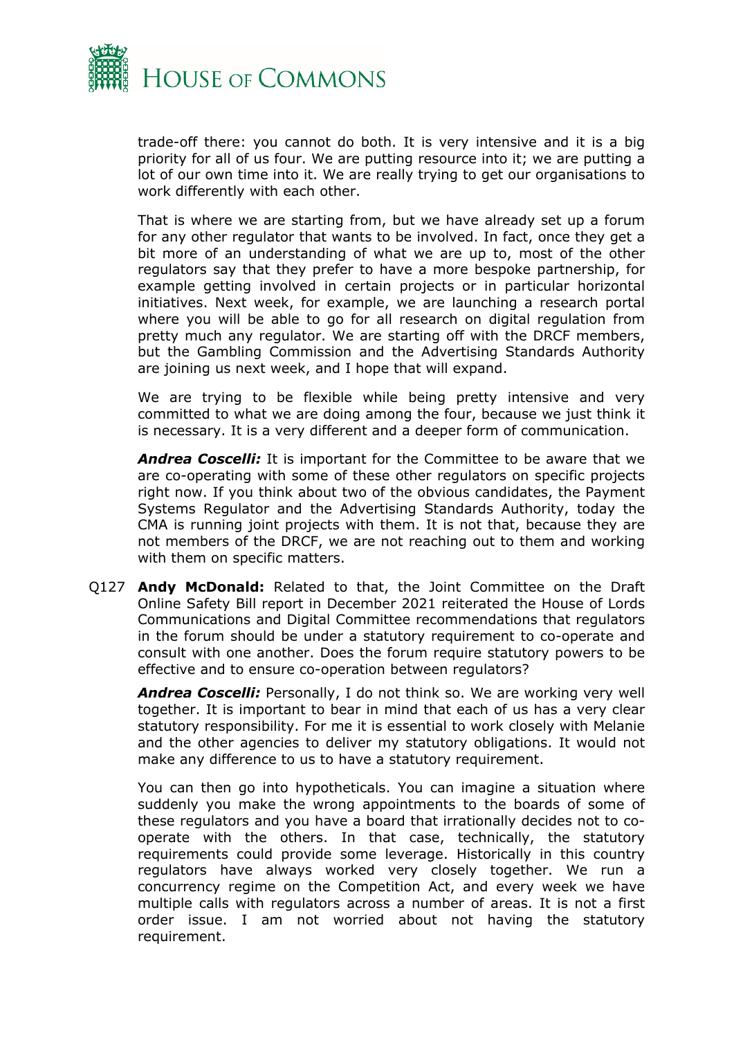trade-off there: you cannot do both. It is very intensive and it is a big priority for all of us four. We are putting resource into it; we are putting a lot of our own time into it. We are really trying to get our organisations to work differently with each other.

That is where we are starting from, but we have already set up a forum for any other regulator that wants to be involved. In fact, once they get a bit more of an understanding of what we are up to, most of the other regulators say that they prefer to have a more bespoke partnership, for example getting involved in certain projects or in particular horizontal initiatives. Next week, for example, we are launching a research portal where you will be able to go for all research on digital regulation from pretty much any regulator. We are starting off with the DRCF members, but the Gambling Commission and the Advertising Standards Authority are joining us next week, and I hope that will expand.

We are trying to be flexible while being pretty intensive and very committed to what we are doing among the four, because we just think it is necessary. It is a very different and a deeper form of communication.

***Andrea Coscelli:*** It is important for the Committee to be aware that we are co-operating with some of these other regulators on specific projects right now. If you think about two of the obvious candidates, the Payment Systems Regulator and the Advertising Standards Authority, today the CMA is running joint projects with them. It is not that, because they are not members of the DRCF, we are not reaching out to them and working with them on specific matters.

Q127 **Andy McDonald:** Related to that, the Joint Committee on the Draft Online Safety Bill report in December 2021 reiterated the House of Lords Communications and Digital Committee recommendations that regulators in the forum should be under a statutory requirement to co-operate and consult with one another. Does the forum require statutory powers to be effective and to ensure co-operation between regulators?

***Andrea Coscelli:*** Personally, I do not think so. We are working very well together. It is important to bear in mind that each of us has a very clear statutory responsibility. For me it is essential to work closely with Melanie and the other agencies to deliver my statutory obligations. It would not make any difference to us to have a statutory requirement.

You can then go into hypotheticals. You can imagine a situation where suddenly you make the wrong appointments to the boards of some of these regulators and you have a board that irrationally decides not to co-operate with the others. In that case, technically, the statutory requirements could provide some leverage. Historically in this country regulators have always worked very closely together. We run a concurrency regime on the Competition Act, and every week we have multiple calls with regulators across a number of areas. It is not a first order issue. I am not worried about not having the statutory requirement.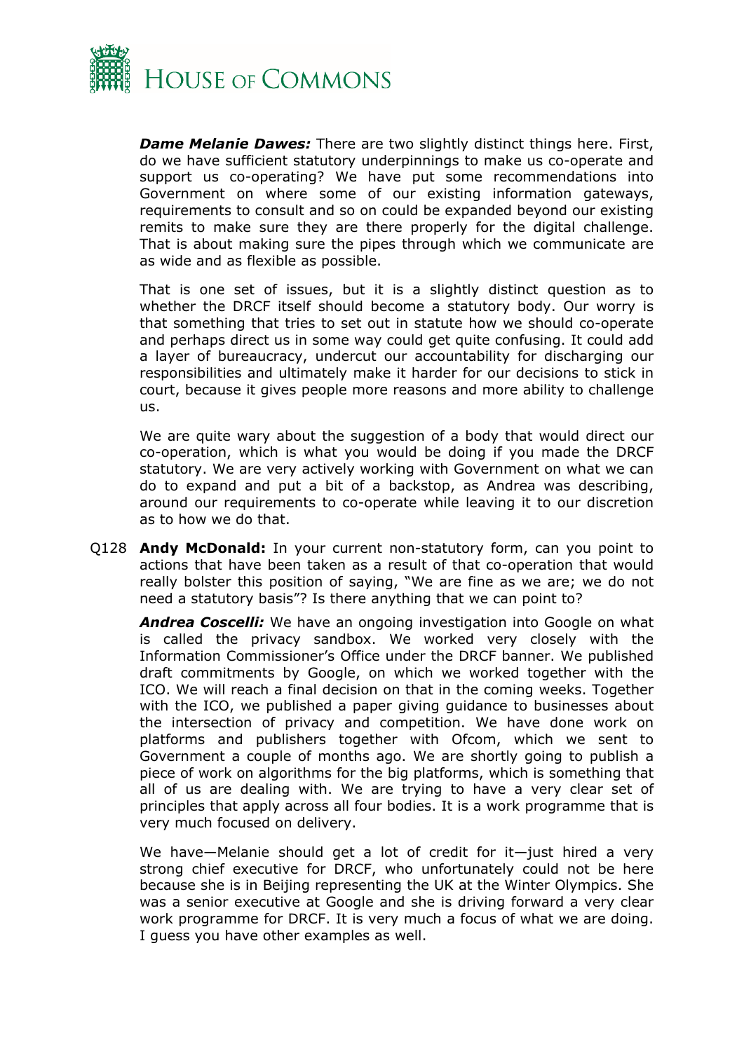***Dame Melanie Dawes:*** There are two slightly distinct things here. First, do we have sufficient statutory underpinnings to make us co-operate and support us co-operating? We have put some recommendations into Government on where some of our existing information gateways, requirements to consult and so on could be expanded beyond our existing remits to make sure they are there properly for the digital challenge. That is about making sure the pipes through which we communicate are as wide and as flexible as possible.

That is one set of issues, but it is a slightly distinct question as to whether the DRCF itself should become a statutory body. Our worry is that something that tries to set out in statute how we should co-operate and perhaps direct us in some way could get quite confusing. It could add a layer of bureaucracy, undercut our accountability for discharging our responsibilities and ultimately make it harder for our decisions to stick in court, because it gives people more reasons and more ability to challenge us.

We are quite wary about the suggestion of a body that would direct our co-operation, which is what you would be doing if you made the DRCF statutory. We are very actively working with Government on what we can do to expand and put a bit of a backstop, as Andrea was describing, around our requirements to co-operate while leaving it to our discretion as to how we do that.

Q128 **Andy McDonald:** In your current non-statutory form, can you point to actions that have been taken as a result of that co-operation that would really bolster this position of saying, "We are fine as we are; we do not need a statutory basis"? Is there anything that we can point to?

***Andrea Coscelli:*** We have an ongoing investigation into Google on what is called the privacy sandbox. We worked very closely with the Information Commissioner's Office under the DRCF banner. We published draft commitments by Google, on which we worked together with the ICO. We will reach a final decision on that in the coming weeks. Together with the ICO, we published a paper giving guidance to businesses about the intersection of privacy and competition. We have done work on platforms and publishers together with Ofcom, which we sent to Government a couple of months ago. We are shortly going to publish a piece of work on algorithms for the big platforms, which is something that all of us are dealing with. We are trying to have a very clear set of principles that apply across all four bodies. It is a work programme that is very much focused on delivery.

We have—Melanie should get a lot of credit for it—just hired a very strong chief executive for DRCF, who unfortunately could not be here because she is in Beijing representing the UK at the Winter Olympics. She was a senior executive at Google and she is driving forward a very clear work programme for DRCF. It is very much a focus of what we are doing. I guess you have other examples as well.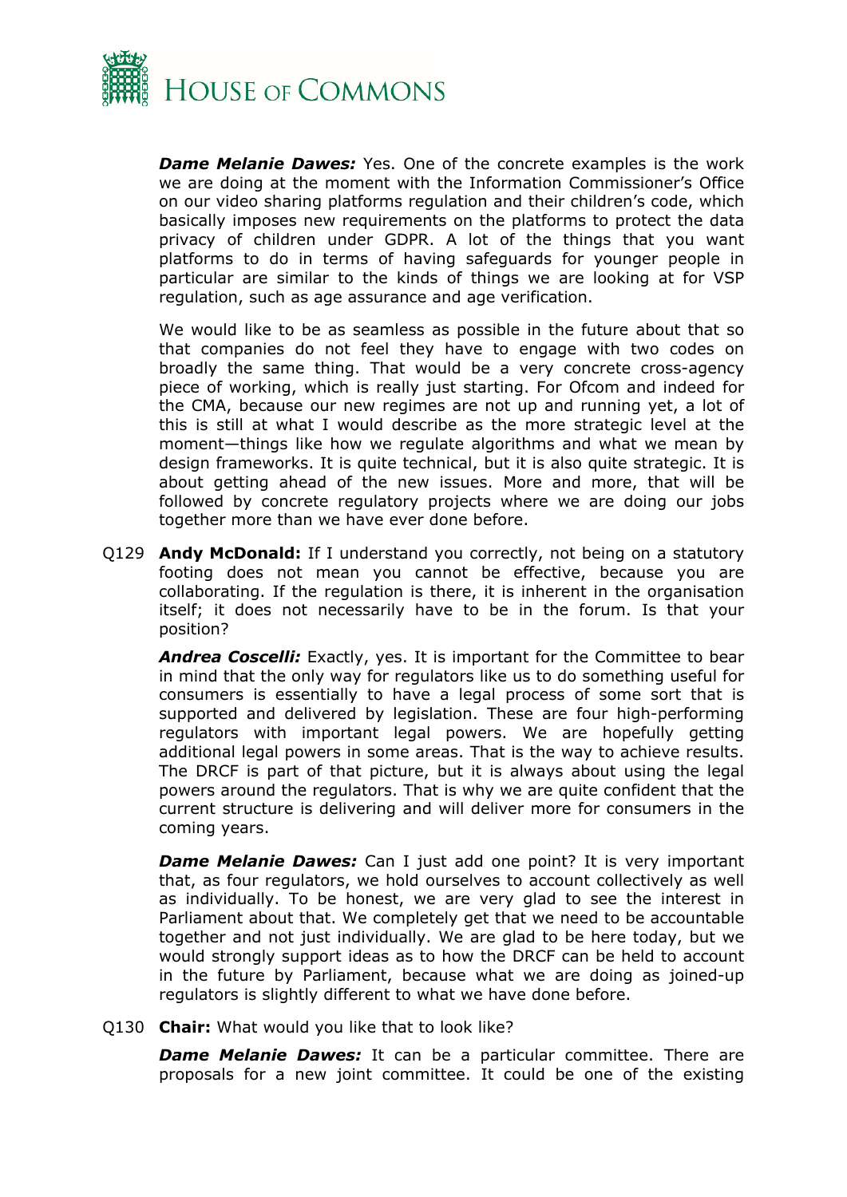***Dame Melanie Dawes:*** Yes. One of the concrete examples is the work we are doing at the moment with the Information Commissioner's Office on our video sharing platforms regulation and their children's code, which basically imposes new requirements on the platforms to protect the data privacy of children under GDPR. A lot of the things that you want platforms to do in terms of having safeguards for younger people in particular are similar to the kinds of things we are looking at for VSP regulation, such as age assurance and age verification.

We would like to be as seamless as possible in the future about that so that companies do not feel they have to engage with two codes on broadly the same thing. That would be a very concrete cross-agency piece of working, which is really just starting. For Ofcom and indeed for the CMA, because our new regimes are not up and running yet, a lot of this is still at what I would describe as the more strategic level at the moment—things like how we regulate algorithms and what we mean by design frameworks. It is quite technical, but it is also quite strategic. It is about getting ahead of the new issues. More and more, that will be followed by concrete regulatory projects where we are doing our jobs together more than we have ever done before.

Q129 **Andy McDonald:** If I understand you correctly, not being on a statutory footing does not mean you cannot be effective, because you are collaborating. If the regulation is there, it is inherent in the organisation itself; it does not necessarily have to be in the forum. Is that your position?

***Andrea Coscelli:*** Exactly, yes. It is important for the Committee to bear in mind that the only way for regulators like us to do something useful for consumers is essentially to have a legal process of some sort that is supported and delivered by legislation. These are four high-performing regulators with important legal powers. We are hopefully getting additional legal powers in some areas. That is the way to achieve results. The DRCF is part of that picture, but it is always about using the legal powers around the regulators. That is why we are quite confident that the current structure is delivering and will deliver more for consumers in the coming years.

***Dame Melanie Dawes:*** Can I just add one point? It is very important that, as four regulators, we hold ourselves to account collectively as well as individually. To be honest, we are very glad to see the interest in Parliament about that. We completely get that we need to be accountable together and not just individually. We are glad to be here today, but we would strongly support ideas as to how the DRCF can be held to account in the future by Parliament, because what we are doing as joined-up regulators is slightly different to what we have done before.

Q130 **Chair:** What would you like that to look like?

***Dame Melanie Dawes:*** It can be a particular committee. There are proposals for a new joint committee. It could be one of the existing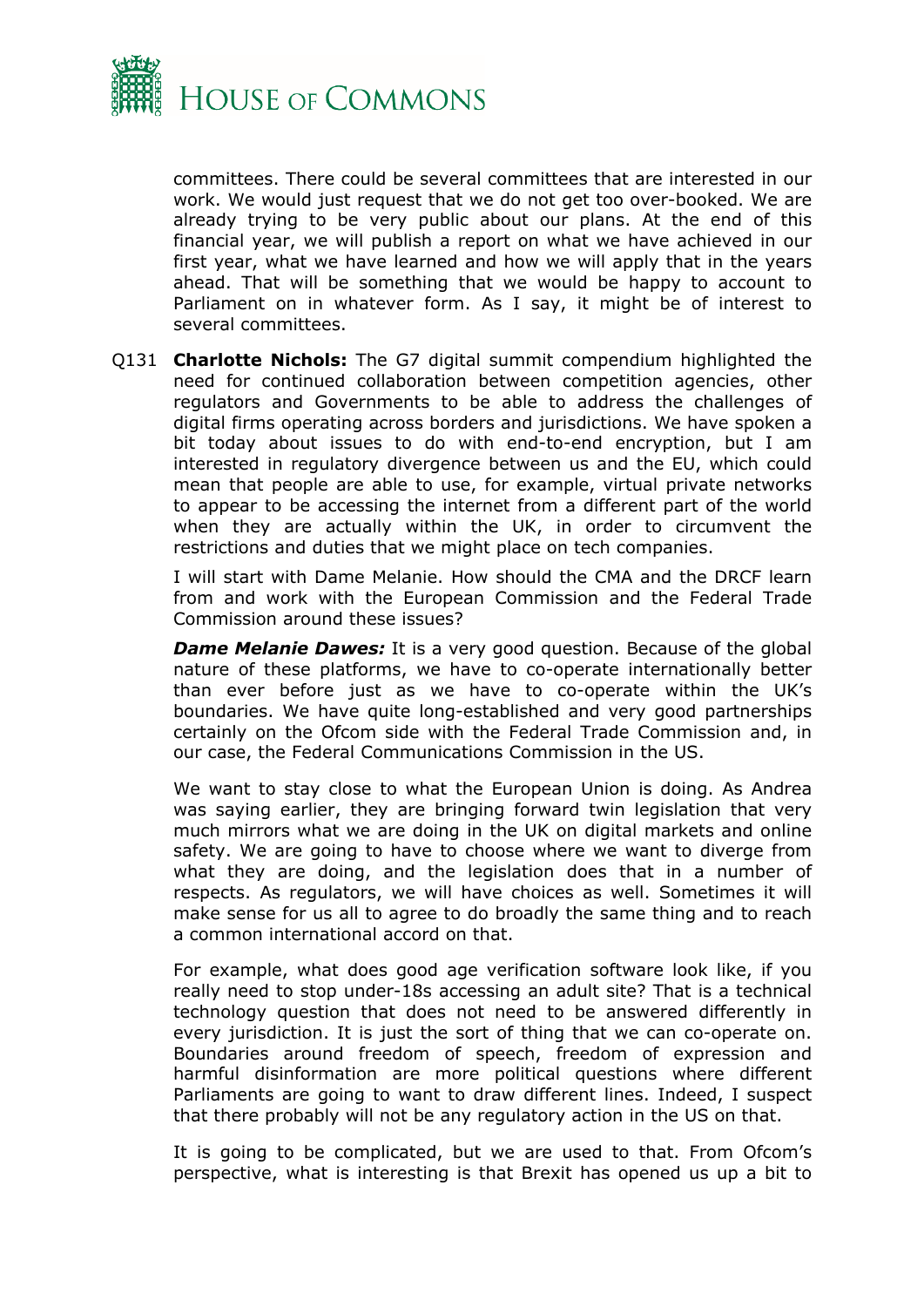committees. There could be several committees that are interested in our work. We would just request that we do not get too over-booked. We are already trying to be very public about our plans. At the end of this financial year, we will publish a report on what we have achieved in our first year, what we have learned and how we will apply that in the years ahead. That will be something that we would be happy to account to Parliament on in whatever form. As I say, it might be of interest to several committees.

Q131 **Charlotte Nichols:** The G7 digital summit compendium highlighted the need for continued collaboration between competition agencies, other regulators and Governments to be able to address the challenges of digital firms operating across borders and jurisdictions. We have spoken a bit today about issues to do with end-to-end encryption, but I am interested in regulatory divergence between us and the EU, which could mean that people are able to use, for example, virtual private networks to appear to be accessing the internet from a different part of the world when they are actually within the UK, in order to circumvent the restrictions and duties that we might place on tech companies.

I will start with Dame Melanie. How should the CMA and the DRCF learn from and work with the European Commission and the Federal Trade Commission around these issues?

***Dame Melanie Dawes:*** It is a very good question. Because of the global nature of these platforms, we have to co-operate internationally better than ever before just as we have to co-operate within the UK's boundaries. We have quite long-established and very good partnerships certainly on the Ofcom side with the Federal Trade Commission and, in our case, the Federal Communications Commission in the US.

We want to stay close to what the European Union is doing. As Andrea was saying earlier, they are bringing forward twin legislation that very much mirrors what we are doing in the UK on digital markets and online safety. We are going to have to choose where we want to diverge from what they are doing, and the legislation does that in a number of respects. As regulators, we will have choices as well. Sometimes it will make sense for us all to agree to do broadly the same thing and to reach a common international accord on that.

For example, what does good age verification software look like, if you really need to stop under-18s accessing an adult site? That is a technical technology question that does not need to be answered differently in every jurisdiction. It is just the sort of thing that we can co-operate on. Boundaries around freedom of speech, freedom of expression and harmful disinformation are more political questions where different Parliaments are going to want to draw different lines. Indeed, I suspect that there probably will not be any regulatory action in the US on that.

It is going to be complicated, but we are used to that. From Ofcom's perspective, what is interesting is that Brexit has opened us up a bit to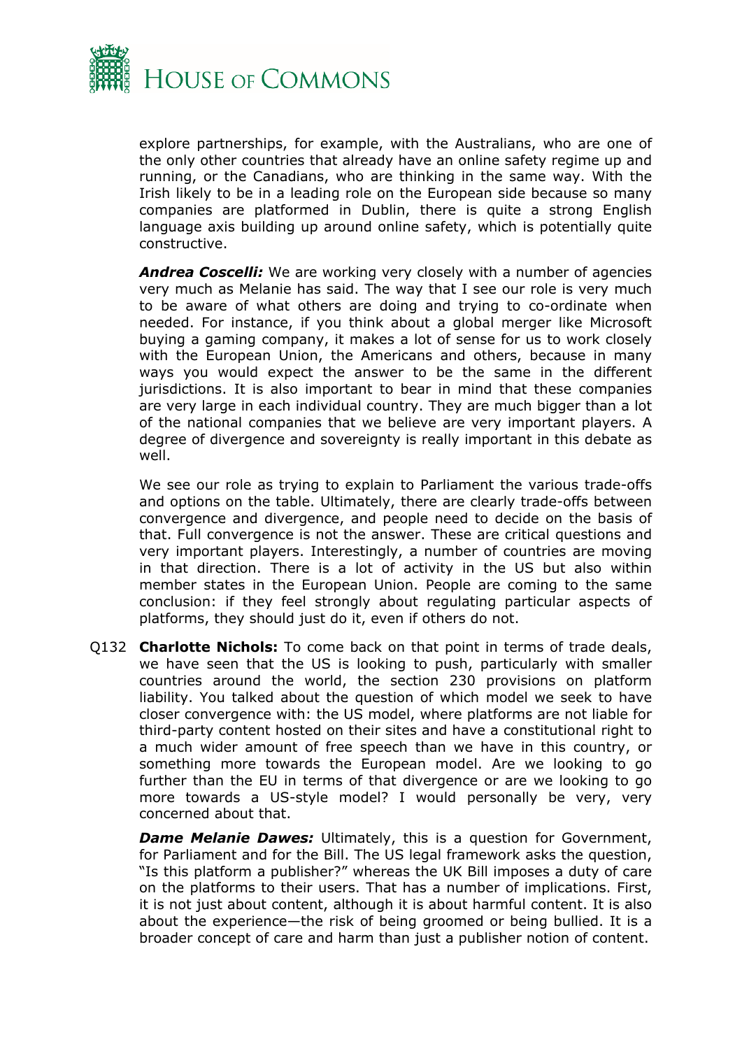explore partnerships, for example, with the Australians, who are one of the only other countries that already have an online safety regime up and running, or the Canadians, who are thinking in the same way. With the Irish likely to be in a leading role on the European side because so many companies are platformed in Dublin, there is quite a strong English language axis building up around online safety, which is potentially quite constructive.

***Andrea Coscelli:*** We are working very closely with a number of agencies very much as Melanie has said. The way that I see our role is very much to be aware of what others are doing and trying to co-ordinate when needed. For instance, if you think about a global merger like Microsoft buying a gaming company, it makes a lot of sense for us to work closely with the European Union, the Americans and others, because in many ways you would expect the answer to be the same in the different jurisdictions. It is also important to bear in mind that these companies are very large in each individual country. They are much bigger than a lot of the national companies that we believe are very important players. A degree of divergence and sovereignty is really important in this debate as well.

We see our role as trying to explain to Parliament the various trade-offs and options on the table. Ultimately, there are clearly trade-offs between convergence and divergence, and people need to decide on the basis of that. Full convergence is not the answer. These are critical questions and very important players. Interestingly, a number of countries are moving in that direction. There is a lot of activity in the US but also within member states in the European Union. People are coming to the same conclusion: if they feel strongly about regulating particular aspects of platforms, they should just do it, even if others do not.

Q132 **Charlotte Nichols:** To come back on that point in terms of trade deals, we have seen that the US is looking to push, particularly with smaller countries around the world, the section 230 provisions on platform liability. You talked about the question of which model we seek to have closer convergence with: the US model, where platforms are not liable for third-party content hosted on their sites and have a constitutional right to a much wider amount of free speech than we have in this country, or something more towards the European model. Are we looking to go further than the EU in terms of that divergence or are we looking to go more towards a US-style model? I would personally be very, very concerned about that.

***Dame Melanie Dawes:*** Ultimately, this is a question for Government, for Parliament and for the Bill. The US legal framework asks the question, "Is this platform a publisher?" whereas the UK Bill imposes a duty of care on the platforms to their users. That has a number of implications. First, it is not just about content, although it is about harmful content. It is also about the experience—the risk of being groomed or being bullied. It is a broader concept of care and harm than just a publisher notion of content.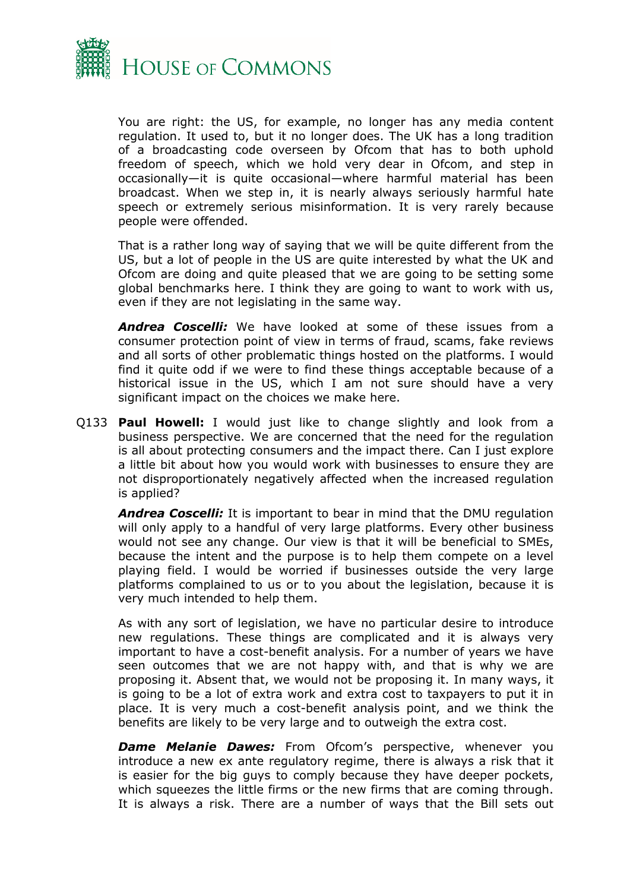You are right: the US, for example, no longer has any media content regulation. It used to, but it no longer does. The UK has a long tradition of a broadcasting code overseen by Ofcom that has to both uphold freedom of speech, which we hold very dear in Ofcom, and step in occasionally—it is quite occasional—where harmful material has been broadcast. When we step in, it is nearly always seriously harmful hate speech or extremely serious misinformation. It is very rarely because people were offended.

That is a rather long way of saying that we will be quite different from the US, but a lot of people in the US are quite interested by what the UK and Ofcom are doing and quite pleased that we are going to be setting some global benchmarks here. I think they are going to want to work with us, even if they are not legislating in the same way.

***Andrea Coscelli:*** We have looked at some of these issues from a consumer protection point of view in terms of fraud, scams, fake reviews and all sorts of other problematic things hosted on the platforms. I would find it quite odd if we were to find these things acceptable because of a historical issue in the US, which I am not sure should have a very significant impact on the choices we make here.

Q133 **Paul Howell:** I would just like to change slightly and look from a business perspective. We are concerned that the need for the regulation is all about protecting consumers and the impact there. Can I just explore a little bit about how you would work with businesses to ensure they are not disproportionately negatively affected when the increased regulation is applied?

***Andrea Coscelli:*** It is important to bear in mind that the DMU regulation will only apply to a handful of very large platforms. Every other business would not see any change. Our view is that it will be beneficial to SMEs, because the intent and the purpose is to help them compete on a level playing field. I would be worried if businesses outside the very large platforms complained to us or to you about the legislation, because it is very much intended to help them.

As with any sort of legislation, we have no particular desire to introduce new regulations. These things are complicated and it is always very important to have a cost-benefit analysis. For a number of years we have seen outcomes that we are not happy with, and that is why we are proposing it. Absent that, we would not be proposing it. In many ways, it is going to be a lot of extra work and extra cost to taxpayers to put it in place. It is very much a cost-benefit analysis point, and we think the benefits are likely to be very large and to outweigh the extra cost.

***Dame Melanie Dawes:*** From Ofcom's perspective, whenever you introduce a new ex ante regulatory regime, there is always a risk that it is easier for the big guys to comply because they have deeper pockets, which squeezes the little firms or the new firms that are coming through. It is always a risk. There are a number of ways that the Bill sets out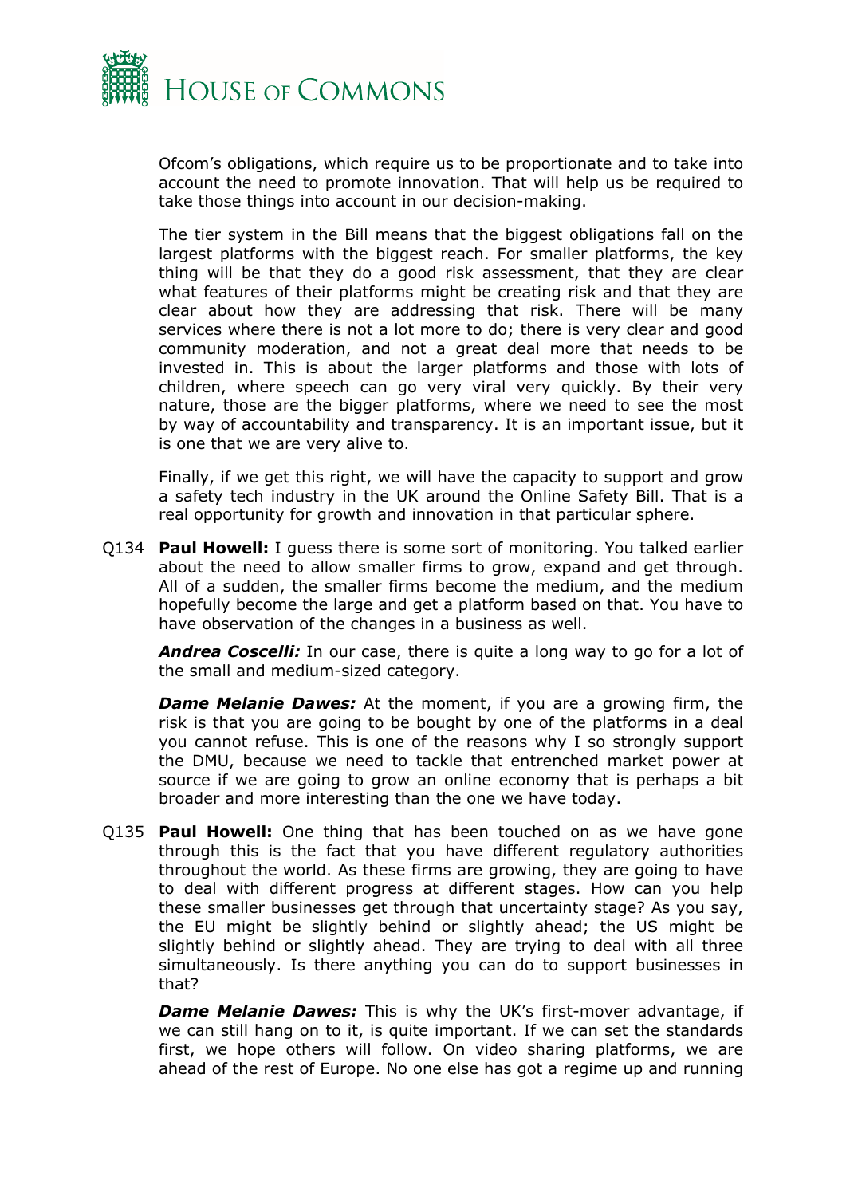Ofcom's obligations, which require us to be proportionate and to take into account the need to promote innovation. That will help us be required to take those things into account in our decision-making.

The tier system in the Bill means that the biggest obligations fall on the largest platforms with the biggest reach. For smaller platforms, the key thing will be that they do a good risk assessment, that they are clear what features of their platforms might be creating risk and that they are clear about how they are addressing that risk. There will be many services where there is not a lot more to do; there is very clear and good community moderation, and not a great deal more that needs to be invested in. This is about the larger platforms and those with lots of children, where speech can go very viral very quickly. By their very nature, those are the bigger platforms, where we need to see the most by way of accountability and transparency. It is an important issue, but it is one that we are very alive to.

Finally, if we get this right, we will have the capacity to support and grow a safety tech industry in the UK around the Online Safety Bill. That is a real opportunity for growth and innovation in that particular sphere.

Q134 **Paul Howell:** I guess there is some sort of monitoring. You talked earlier about the need to allow smaller firms to grow, expand and get through. All of a sudden, the smaller firms become the medium, and the medium hopefully become the large and get a platform based on that. You have to have observation of the changes in a business as well.

***Andrea Coscelli:*** In our case, there is quite a long way to go for a lot of the small and medium-sized category.

***Dame Melanie Dawes:*** At the moment, if you are a growing firm, the risk is that you are going to be bought by one of the platforms in a deal you cannot refuse. This is one of the reasons why I so strongly support the DMU, because we need to tackle that entrenched market power at source if we are going to grow an online economy that is perhaps a bit broader and more interesting than the one we have today.

Q135 **Paul Howell:** One thing that has been touched on as we have gone through this is the fact that you have different regulatory authorities throughout the world. As these firms are growing, they are going to have to deal with different progress at different stages. How can you help these smaller businesses get through that uncertainty stage? As you say, the EU might be slightly behind or slightly ahead; the US might be slightly behind or slightly ahead. They are trying to deal with all three simultaneously. Is there anything you can do to support businesses in that?

***Dame Melanie Dawes:*** This is why the UK's first-mover advantage, if we can still hang on to it, is quite important. If we can set the standards first, we hope others will follow. On video sharing platforms, we are ahead of the rest of Europe. No one else has got a regime up and running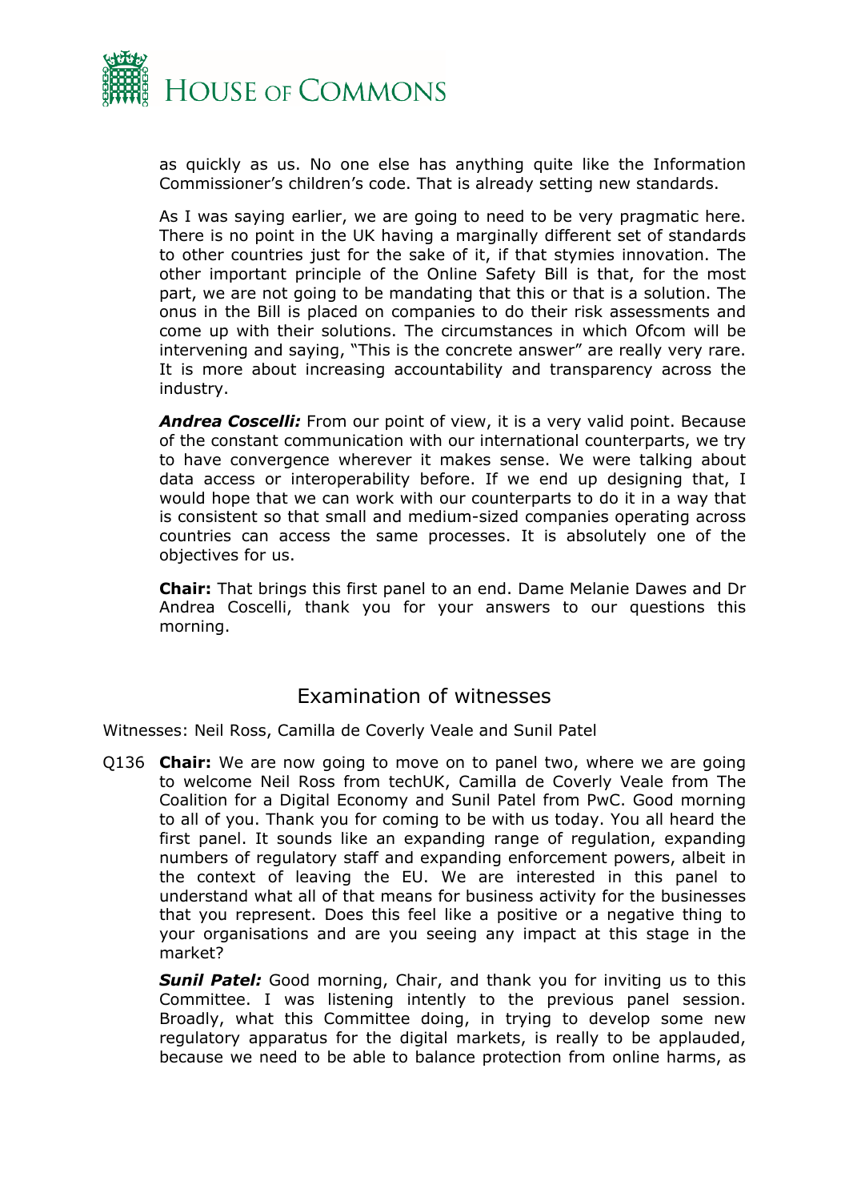as quickly as us. No one else has anything quite like the Information Commissioner's children's code. That is already setting new standards.

As I was saying earlier, we are going to need to be very pragmatic here. There is no point in the UK having a marginally different set of standards to other countries just for the sake of it, if that stymies innovation. The other important principle of the Online Safety Bill is that, for the most part, we are not going to be mandating that this or that is a solution. The onus in the Bill is placed on companies to do their risk assessments and come up with their solutions. The circumstances in which Ofcom will be intervening and saying, "This is the concrete answer" are really very rare. It is more about increasing accountability and transparency across the industry.

***Andrea Coscelli:*** From our point of view, it is a very valid point. Because of the constant communication with our international counterparts, we try to have convergence wherever it makes sense. We were talking about data access or interoperability before. If we end up designing that, I would hope that we can work with our counterparts to do it in a way that is consistent so that small and medium-sized companies operating across countries can access the same processes. It is absolutely one of the objectives for us.

**Chair:** That brings this first panel to an end. Dame Melanie Dawes and Dr Andrea Coscelli, thank you for your answers to our questions this morning.

## Examination of witnesses

Witnesses: Neil Ross, Camilla de Coverly Veale and Sunil Patel

Q136 **Chair:** We are now going to move on to panel two, where we are going to welcome Neil Ross from techUK, Camilla de Coverly Veale from The Coalition for a Digital Economy and Sunil Patel from PwC. Good morning to all of you. Thank you for coming to be with us today. You all heard the first panel. It sounds like an expanding range of regulation, expanding numbers of regulatory staff and expanding enforcement powers, albeit in the context of leaving the EU. We are interested in this panel to understand what all of that means for business activity for the businesses that you represent. Does this feel like a positive or a negative thing to your organisations and are you seeing any impact at this stage in the market?

***Sunil Patel:*** Good morning, Chair, and thank you for inviting us to this Committee. I was listening intently to the previous panel session. Broadly, what this Committee doing, in trying to develop some new regulatory apparatus for the digital markets, is really to be applauded, because we need to be able to balance protection from online harms, as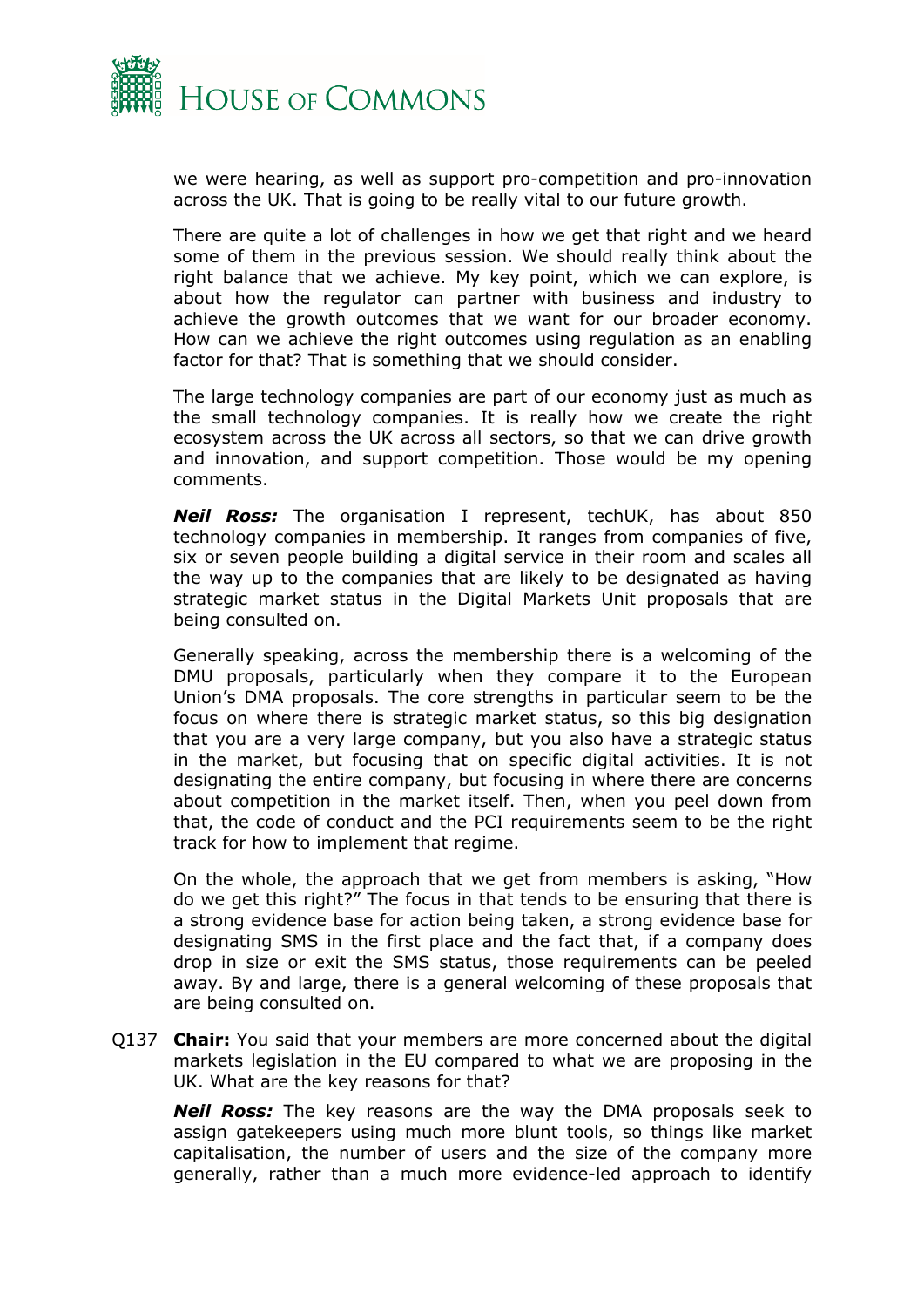we were hearing, as well as support pro-competition and pro-innovation across the UK. That is going to be really vital to our future growth.

There are quite a lot of challenges in how we get that right and we heard some of them in the previous session. We should really think about the right balance that we achieve. My key point, which we can explore, is about how the regulator can partner with business and industry to achieve the growth outcomes that we want for our broader economy. How can we achieve the right outcomes using regulation as an enabling factor for that? That is something that we should consider.

The large technology companies are part of our economy just as much as the small technology companies. It is really how we create the right ecosystem across the UK across all sectors, so that we can drive growth and innovation, and support competition. Those would be my opening comments.

***Neil Ross:*** The organisation I represent, techUK, has about 850 technology companies in membership. It ranges from companies of five, six or seven people building a digital service in their room and scales all the way up to the companies that are likely to be designated as having strategic market status in the Digital Markets Unit proposals that are being consulted on.

Generally speaking, across the membership there is a welcoming of the DMU proposals, particularly when they compare it to the European Union's DMA proposals. The core strengths in particular seem to be the focus on where there is strategic market status, so this big designation that you are a very large company, but you also have a strategic status in the market, but focusing that on specific digital activities. It is not designating the entire company, but focusing in where there are concerns about competition in the market itself. Then, when you peel down from that, the code of conduct and the PCI requirements seem to be the right track for how to implement that regime.

On the whole, the approach that we get from members is asking, "How do we get this right?" The focus in that tends to be ensuring that there is a strong evidence base for action being taken, a strong evidence base for designating SMS in the first place and the fact that, if a company does drop in size or exit the SMS status, those requirements can be peeled away. By and large, there is a general welcoming of these proposals that are being consulted on.

Q137 **Chair:** You said that your members are more concerned about the digital markets legislation in the EU compared to what we are proposing in the UK. What are the key reasons for that?

***Neil Ross:*** The key reasons are the way the DMA proposals seek to assign gatekeepers using much more blunt tools, so things like market capitalisation, the number of users and the size of the company more generally, rather than a much more evidence-led approach to identify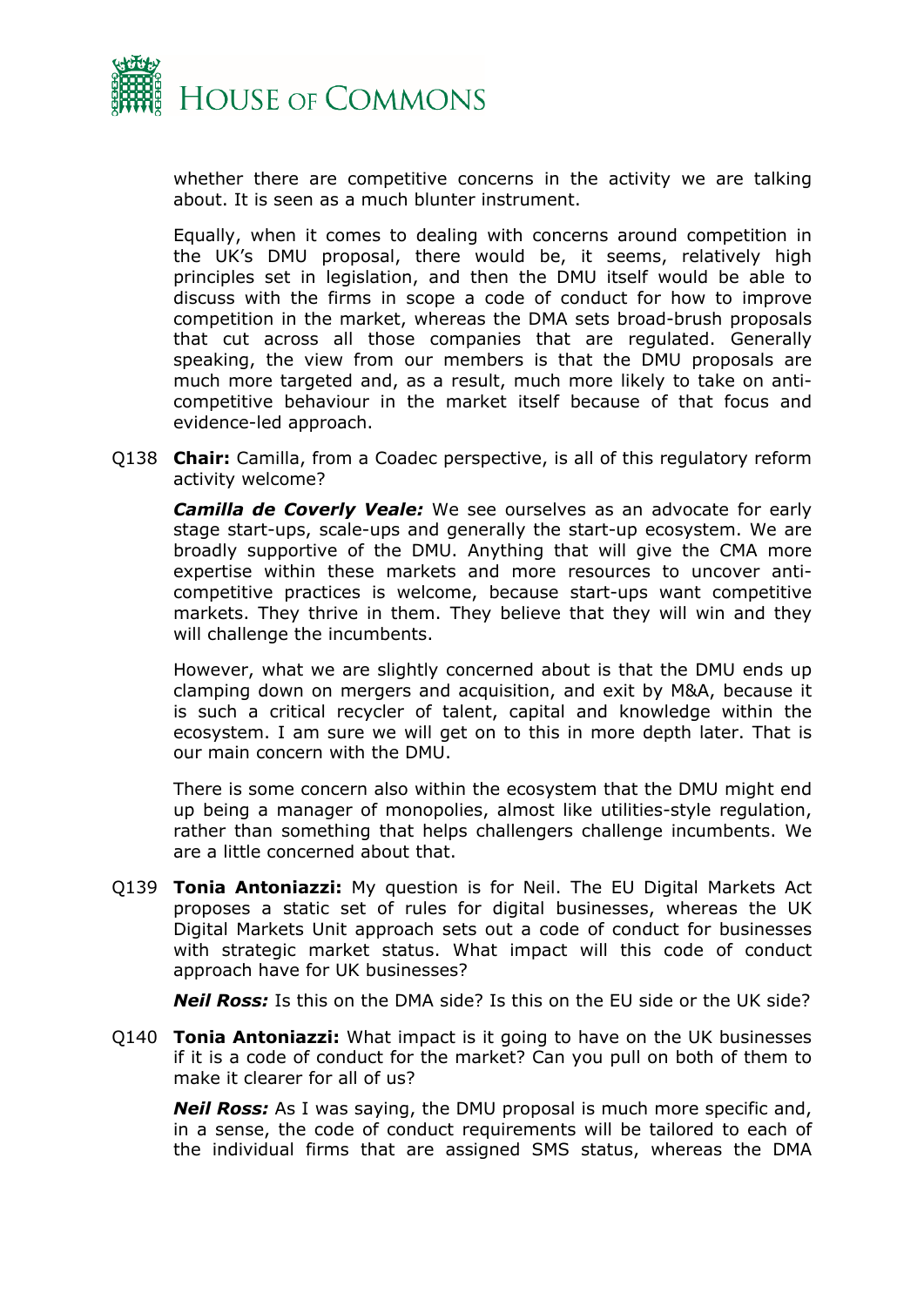whether there are competitive concerns in the activity we are talking about. It is seen as a much blunter instrument.

Equally, when it comes to dealing with concerns around competition in the UK's DMU proposal, there would be, it seems, relatively high principles set in legislation, and then the DMU itself would be able to discuss with the firms in scope a code of conduct for how to improve competition in the market, whereas the DMA sets broad-brush proposals that cut across all those companies that are regulated. Generally speaking, the view from our members is that the DMU proposals are much more targeted and, as a result, much more likely to take on anti-competitive behaviour in the market itself because of that focus and evidence-led approach.

Q138 **Chair:** Camilla, from a Coadec perspective, is all of this regulatory reform activity welcome?

***Camilla de Coverly Veale:*** We see ourselves as an advocate for early stage start-ups, scale-ups and generally the start-up ecosystem. We are broadly supportive of the DMU. Anything that will give the CMA more expertise within these markets and more resources to uncover anti-competitive practices is welcome, because start-ups want competitive markets. They thrive in them. They believe that they will win and they will challenge the incumbents.

However, what we are slightly concerned about is that the DMU ends up clamping down on mergers and acquisition, and exit by M&A, because it is such a critical recycler of talent, capital and knowledge within the ecosystem. I am sure we will get on to this in more depth later. That is our main concern with the DMU.

There is some concern also within the ecosystem that the DMU might end up being a manager of monopolies, almost like utilities-style regulation, rather than something that helps challengers challenge incumbents. We are a little concerned about that.

Q139 **Tonia Antoniazzi:** My question is for Neil. The EU Digital Markets Act proposes a static set of rules for digital businesses, whereas the UK Digital Markets Unit approach sets out a code of conduct for businesses with strategic market status. What impact will this code of conduct approach have for UK businesses?

***Neil Ross:*** Is this on the DMA side? Is this on the EU side or the UK side?

Q140 **Tonia Antoniazzi:** What impact is it going to have on the UK businesses if it is a code of conduct for the market? Can you pull on both of them to make it clearer for all of us?

***Neil Ross:*** As I was saying, the DMU proposal is much more specific and, in a sense, the code of conduct requirements will be tailored to each of the individual firms that are assigned SMS status, whereas the DMA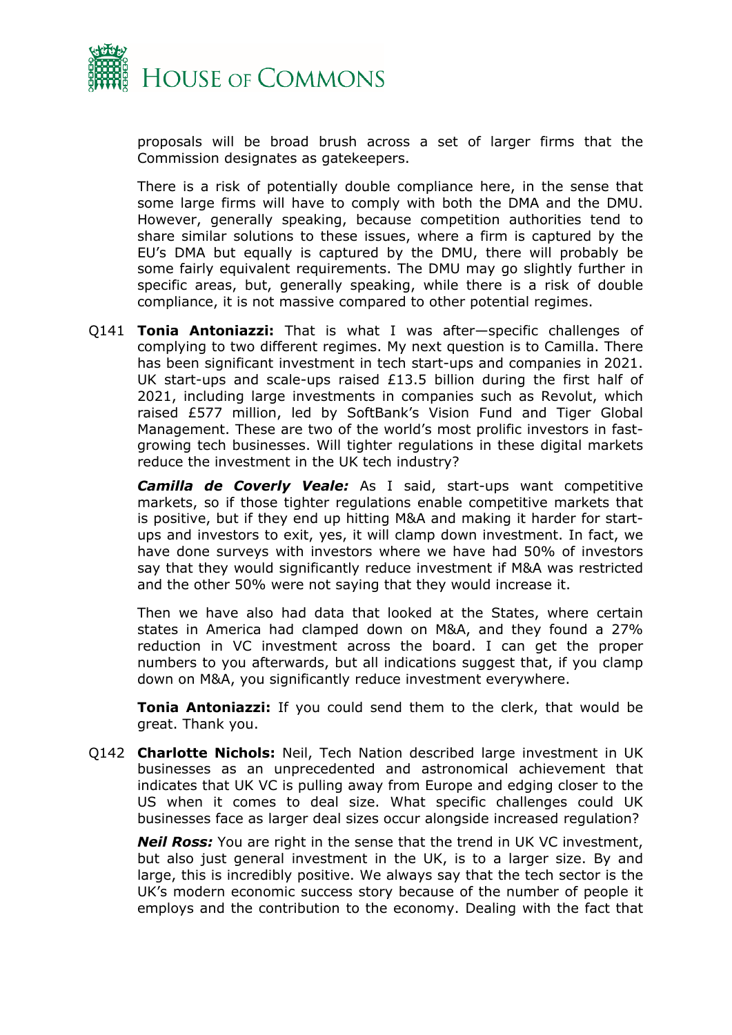proposals will be broad brush across a set of larger firms that the Commission designates as gatekeepers.

There is a risk of potentially double compliance here, in the sense that some large firms will have to comply with both the DMA and the DMU. However, generally speaking, because competition authorities tend to share similar solutions to these issues, where a firm is captured by the EU's DMA but equally is captured by the DMU, there will probably be some fairly equivalent requirements. The DMU may go slightly further in specific areas, but, generally speaking, while there is a risk of double compliance, it is not massive compared to other potential regimes.

Q141 **Tonia Antoniazzi:** That is what I was after—specific challenges of complying to two different regimes. My next question is to Camilla. There has been significant investment in tech start-ups and companies in 2021. UK start-ups and scale-ups raised £13.5 billion during the first half of 2021, including large investments in companies such as Revolut, which raised £577 million, led by SoftBank's Vision Fund and Tiger Global Management. These are two of the world's most prolific investors in fast-growing tech businesses. Will tighter regulations in these digital markets reduce the investment in the UK tech industry?

***Camilla de Coverly Veale:*** As I said, start-ups want competitive markets, so if those tighter regulations enable competitive markets that is positive, but if they end up hitting M&A and making it harder for start-ups and investors to exit, yes, it will clamp down investment. In fact, we have done surveys with investors where we have had 50% of investors say that they would significantly reduce investment if M&A was restricted and the other 50% were not saying that they would increase it.

Then we have also had data that looked at the States, where certain states in America had clamped down on M&A, and they found a 27% reduction in VC investment across the board. I can get the proper numbers to you afterwards, but all indications suggest that, if you clamp down on M&A, you significantly reduce investment everywhere.

**Tonia Antoniazzi:** If you could send them to the clerk, that would be great. Thank you.

Q142 **Charlotte Nichols:** Neil, Tech Nation described large investment in UK businesses as an unprecedented and astronomical achievement that indicates that UK VC is pulling away from Europe and edging closer to the US when it comes to deal size. What specific challenges could UK businesses face as larger deal sizes occur alongside increased regulation?

***Neil Ross:*** You are right in the sense that the trend in UK VC investment, but also just general investment in the UK, is to a larger size. By and large, this is incredibly positive. We always say that the tech sector is the UK's modern economic success story because of the number of people it employs and the contribution to the economy. Dealing with the fact that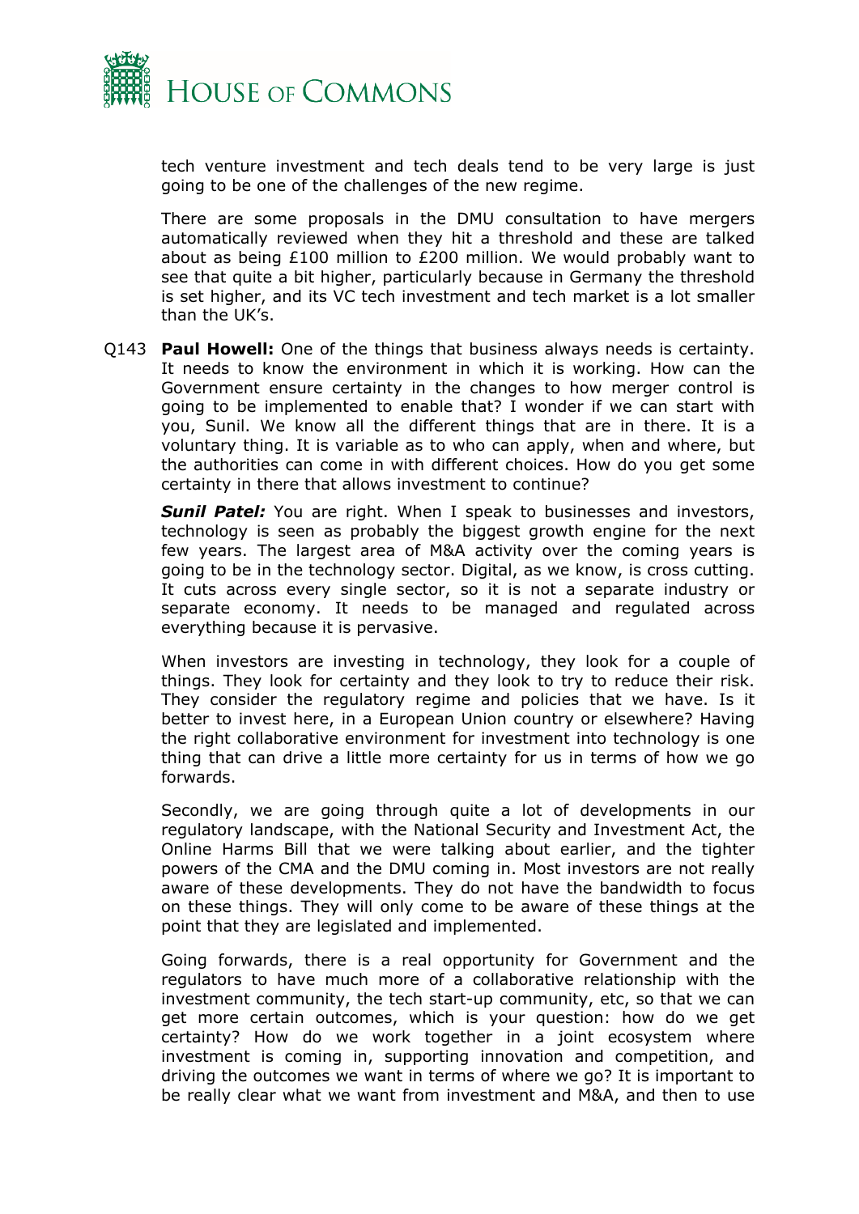tech venture investment and tech deals tend to be very large is just going to be one of the challenges of the new regime.

There are some proposals in the DMU consultation to have mergers automatically reviewed when they hit a threshold and these are talked about as being £100 million to £200 million. We would probably want to see that quite a bit higher, particularly because in Germany the threshold is set higher, and its VC tech investment and tech market is a lot smaller than the UK's.

Q143 **Paul Howell:** One of the things that business always needs is certainty. It needs to know the environment in which it is working. How can the Government ensure certainty in the changes to how merger control is going to be implemented to enable that? I wonder if we can start with you, Sunil. We know all the different things that are in there. It is a voluntary thing. It is variable as to who can apply, when and where, but the authorities can come in with different choices. How do you get some certainty in there that allows investment to continue?

***Sunil Patel:*** You are right. When I speak to businesses and investors, technology is seen as probably the biggest growth engine for the next few years. The largest area of M&A activity over the coming years is going to be in the technology sector. Digital, as we know, is cross cutting. It cuts across every single sector, so it is not a separate industry or separate economy. It needs to be managed and regulated across everything because it is pervasive.

When investors are investing in technology, they look for a couple of things. They look for certainty and they look to try to reduce their risk. They consider the regulatory regime and policies that we have. Is it better to invest here, in a European Union country or elsewhere? Having the right collaborative environment for investment into technology is one thing that can drive a little more certainty for us in terms of how we go forwards.

Secondly, we are going through quite a lot of developments in our regulatory landscape, with the National Security and Investment Act, the Online Harms Bill that we were talking about earlier, and the tighter powers of the CMA and the DMU coming in. Most investors are not really aware of these developments. They do not have the bandwidth to focus on these things. They will only come to be aware of these things at the point that they are legislated and implemented.

Going forwards, there is a real opportunity for Government and the regulators to have much more of a collaborative relationship with the investment community, the tech start-up community, etc, so that we can get more certain outcomes, which is your question: how do we get certainty? How do we work together in a joint ecosystem where investment is coming in, supporting innovation and competition, and driving the outcomes we want in terms of where we go? It is important to be really clear what we want from investment and M&A, and then to use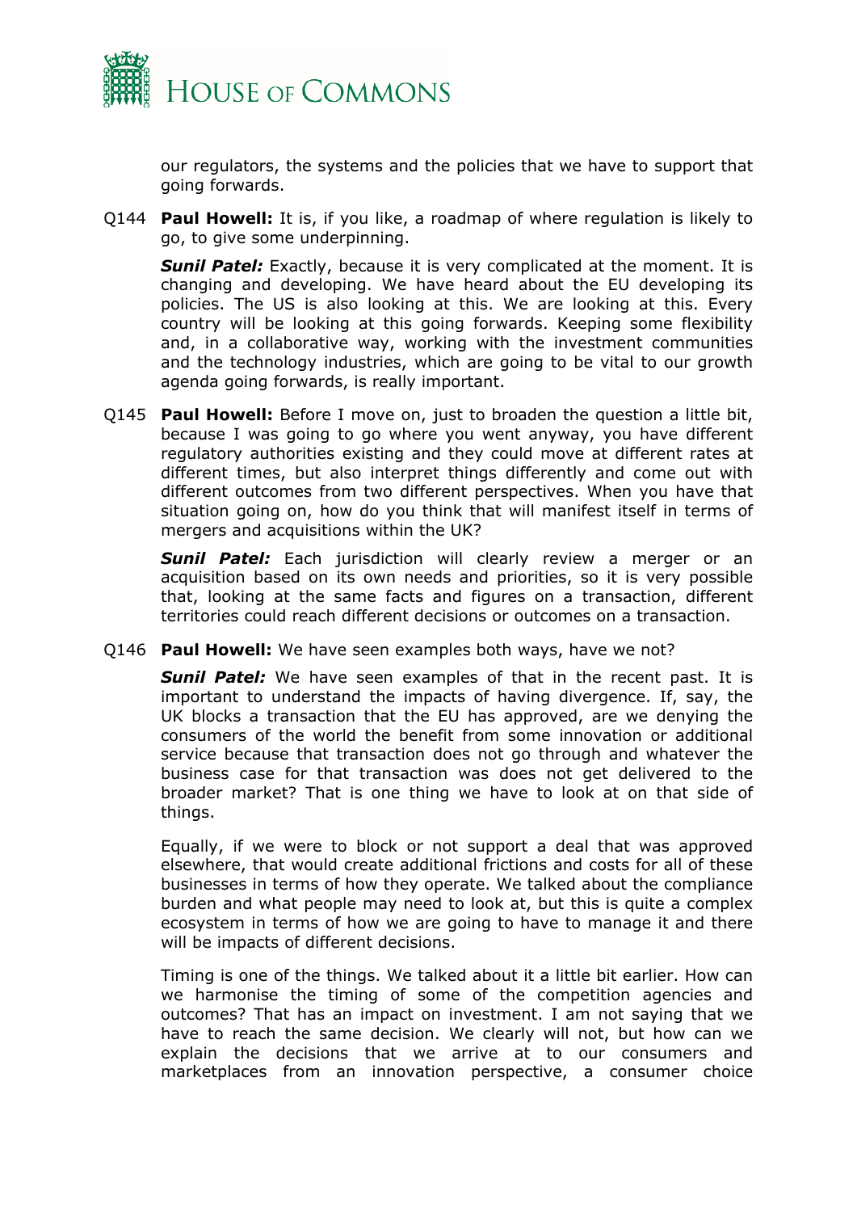our regulators, the systems and the policies that we have to support that going forwards.

Q144 **Paul Howell:** It is, if you like, a roadmap of where regulation is likely to go, to give some underpinning.

***Sunil Patel:*** Exactly, because it is very complicated at the moment. It is changing and developing. We have heard about the EU developing its policies. The US is also looking at this. We are looking at this. Every country will be looking at this going forwards. Keeping some flexibility and, in a collaborative way, working with the investment communities and the technology industries, which are going to be vital to our growth agenda going forwards, is really important.

Q145 **Paul Howell:** Before I move on, just to broaden the question a little bit, because I was going to go where you went anyway, you have different regulatory authorities existing and they could move at different rates at different times, but also interpret things differently and come out with different outcomes from two different perspectives. When you have that situation going on, how do you think that will manifest itself in terms of mergers and acquisitions within the UK?

***Sunil Patel:*** Each jurisdiction will clearly review a merger or an acquisition based on its own needs and priorities, so it is very possible that, looking at the same facts and figures on a transaction, different territories could reach different decisions or outcomes on a transaction.

Q146 **Paul Howell:** We have seen examples both ways, have we not?

***Sunil Patel:*** We have seen examples of that in the recent past. It is important to understand the impacts of having divergence. If, say, the UK blocks a transaction that the EU has approved, are we denying the consumers of the world the benefit from some innovation or additional service because that transaction does not go through and whatever the business case for that transaction was does not get delivered to the broader market? That is one thing we have to look at on that side of things.

Equally, if we were to block or not support a deal that was approved elsewhere, that would create additional frictions and costs for all of these businesses in terms of how they operate. We talked about the compliance burden and what people may need to look at, but this is quite a complex ecosystem in terms of how we are going to have to manage it and there will be impacts of different decisions.

Timing is one of the things. We talked about it a little bit earlier. How can we harmonise the timing of some of the competition agencies and outcomes? That has an impact on investment. I am not saying that we have to reach the same decision. We clearly will not, but how can we explain the decisions that we arrive at to our consumers and marketplaces from an innovation perspective, a consumer choice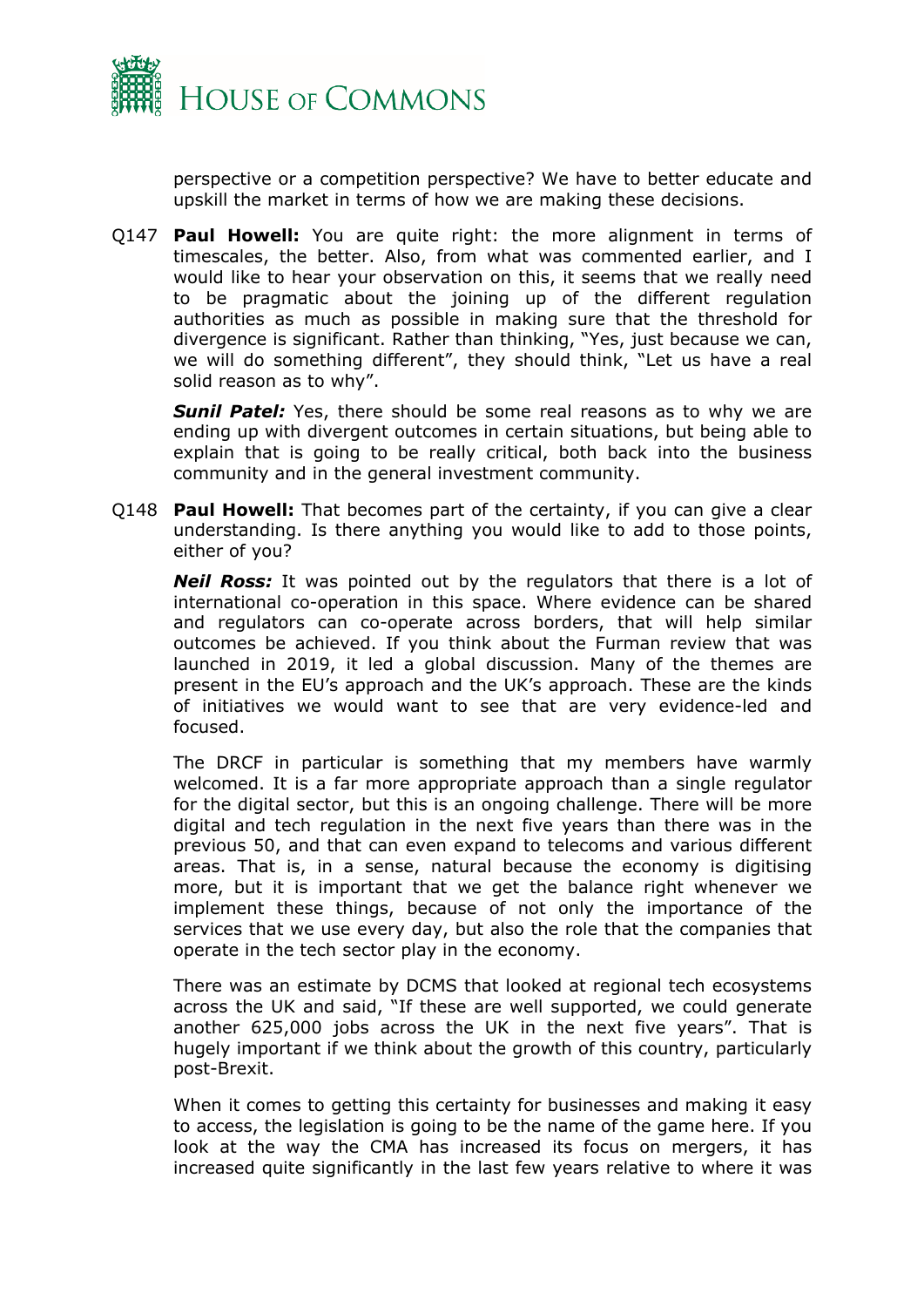perspective or a competition perspective? We have to better educate and upskill the market in terms of how we are making these decisions.

Q147 **Paul Howell:** You are quite right: the more alignment in terms of timescales, the better. Also, from what was commented earlier, and I would like to hear your observation on this, it seems that we really need to be pragmatic about the joining up of the different regulation authorities as much as possible in making sure that the threshold for divergence is significant. Rather than thinking, "Yes, just because we can, we will do something different", they should think, "Let us have a real solid reason as to why".

***Sunil Patel:*** Yes, there should be some real reasons as to why we are ending up with divergent outcomes in certain situations, but being able to explain that is going to be really critical, both back into the business community and in the general investment community.

Q148 **Paul Howell:** That becomes part of the certainty, if you can give a clear understanding. Is there anything you would like to add to those points, either of you?

***Neil Ross:*** It was pointed out by the regulators that there is a lot of international co-operation in this space. Where evidence can be shared and regulators can co-operate across borders, that will help similar outcomes be achieved. If you think about the Furman review that was launched in 2019, it led a global discussion. Many of the themes are present in the EU's approach and the UK's approach. These are the kinds of initiatives we would want to see that are very evidence-led and focused.

The DRCF in particular is something that my members have warmly welcomed. It is a far more appropriate approach than a single regulator for the digital sector, but this is an ongoing challenge. There will be more digital and tech regulation in the next five years than there was in the previous 50, and that can even expand to telecoms and various different areas. That is, in a sense, natural because the economy is digitising more, but it is important that we get the balance right whenever we implement these things, because of not only the importance of the services that we use every day, but also the role that the companies that operate in the tech sector play in the economy.

There was an estimate by DCMS that looked at regional tech ecosystems across the UK and said, "If these are well supported, we could generate another 625,000 jobs across the UK in the next five years". That is hugely important if we think about the growth of this country, particularly post-Brexit.

When it comes to getting this certainty for businesses and making it easy to access, the legislation is going to be the name of the game here. If you look at the way the CMA has increased its focus on mergers, it has increased quite significantly in the last few years relative to where it was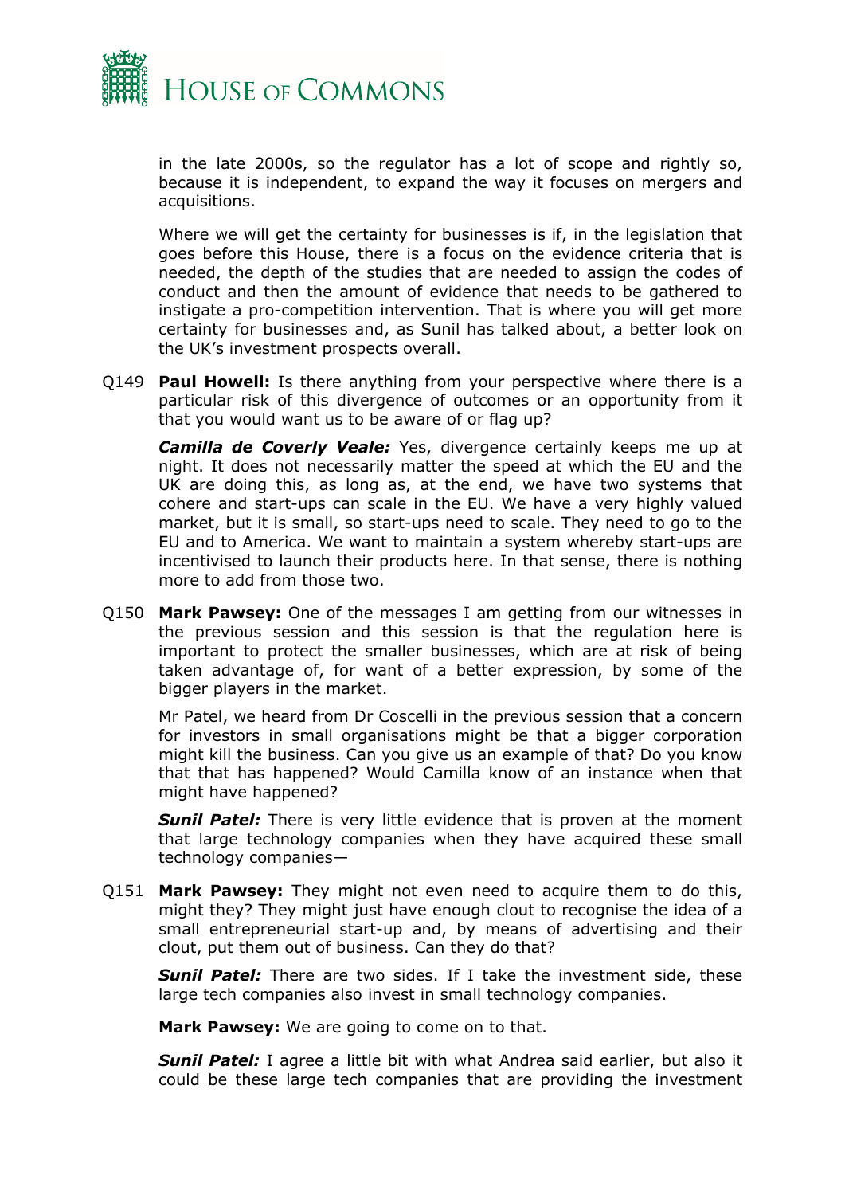in the late 2000s, so the regulator has a lot of scope and rightly so, because it is independent, to expand the way it focuses on mergers and acquisitions.

Where we will get the certainty for businesses is if, in the legislation that goes before this House, there is a focus on the evidence criteria that is needed, the depth of the studies that are needed to assign the codes of conduct and then the amount of evidence that needs to be gathered to instigate a pro-competition intervention. That is where you will get more certainty for businesses and, as Sunil has talked about, a better look on the UK's investment prospects overall.

Q149 **Paul Howell:** Is there anything from your perspective where there is a particular risk of this divergence of outcomes or an opportunity from it that you would want us to be aware of or flag up?

***Camilla de Coverly Veale:*** Yes, divergence certainly keeps me up at night. It does not necessarily matter the speed at which the EU and the UK are doing this, as long as, at the end, we have two systems that cohere and start-ups can scale in the EU. We have a very highly valued market, but it is small, so start-ups need to scale. They need to go to the EU and to America. We want to maintain a system whereby start-ups are incentivised to launch their products here. In that sense, there is nothing more to add from those two.

Q150 **Mark Pawsey:** One of the messages I am getting from our witnesses in the previous session and this session is that the regulation here is important to protect the smaller businesses, which are at risk of being taken advantage of, for want of a better expression, by some of the bigger players in the market.

Mr Patel, we heard from Dr Coscelli in the previous session that a concern for investors in small organisations might be that a bigger corporation might kill the business. Can you give us an example of that? Do you know that that has happened? Would Camilla know of an instance when that might have happened?

***Sunil Patel:*** There is very little evidence that is proven at the moment that large technology companies when they have acquired these small technology companies—

Q151 **Mark Pawsey:** They might not even need to acquire them to do this, might they? They might just have enough clout to recognise the idea of a small entrepreneurial start-up and, by means of advertising and their clout, put them out of business. Can they do that?

***Sunil Patel:*** There are two sides. If I take the investment side, these large tech companies also invest in small technology companies.

**Mark Pawsey:** We are going to come on to that.

***Sunil Patel:*** I agree a little bit with what Andrea said earlier, but also it could be these large tech companies that are providing the investment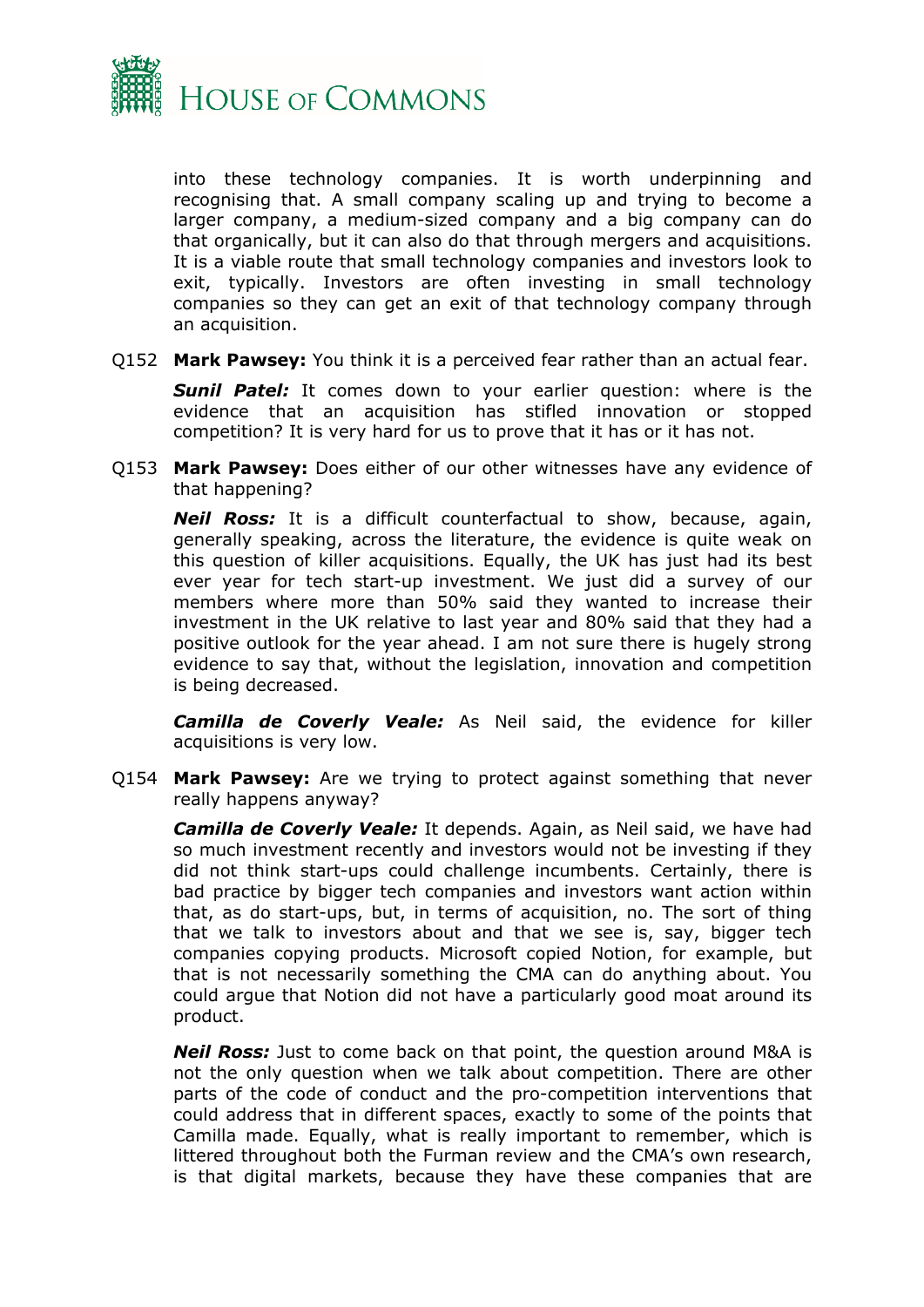into these technology companies. It is worth underpinning and recognising that. A small company scaling up and trying to become a larger company, a medium-sized company and a big company can do that organically, but it can also do that through mergers and acquisitions. It is a viable route that small technology companies and investors look to exit, typically. Investors are often investing in small technology companies so they can get an exit of that technology company through an acquisition.

Q152 **Mark Pawsey:** You think it is a perceived fear rather than an actual fear.

***Sunil Patel:*** It comes down to your earlier question: where is the evidence that an acquisition has stifled innovation or stopped competition? It is very hard for us to prove that it has or it has not.

Q153 **Mark Pawsey:** Does either of our other witnesses have any evidence of that happening?

***Neil Ross:*** It is a difficult counterfactual to show, because, again, generally speaking, across the literature, the evidence is quite weak on this question of killer acquisitions. Equally, the UK has just had its best ever year for tech start-up investment. We just did a survey of our members where more than 50% said they wanted to increase their investment in the UK relative to last year and 80% said that they had a positive outlook for the year ahead. I am not sure there is hugely strong evidence to say that, without the legislation, innovation and competition is being decreased.

***Camilla de Coverly Veale:*** As Neil said, the evidence for killer acquisitions is very low.

Q154 **Mark Pawsey:** Are we trying to protect against something that never really happens anyway?

***Camilla de Coverly Veale:*** It depends. Again, as Neil said, we have had so much investment recently and investors would not be investing if they did not think start-ups could challenge incumbents. Certainly, there is bad practice by bigger tech companies and investors want action within that, as do start-ups, but, in terms of acquisition, no. The sort of thing that we talk to investors about and that we see is, say, bigger tech companies copying products. Microsoft copied Notion, for example, but that is not necessarily something the CMA can do anything about. You could argue that Notion did not have a particularly good moat around its product.

***Neil Ross:*** Just to come back on that point, the question around M&A is not the only question when we talk about competition. There are other parts of the code of conduct and the pro-competition interventions that could address that in different spaces, exactly to some of the points that Camilla made. Equally, what is really important to remember, which is littered throughout both the Furman review and the CMA's own research, is that digital markets, because they have these companies that are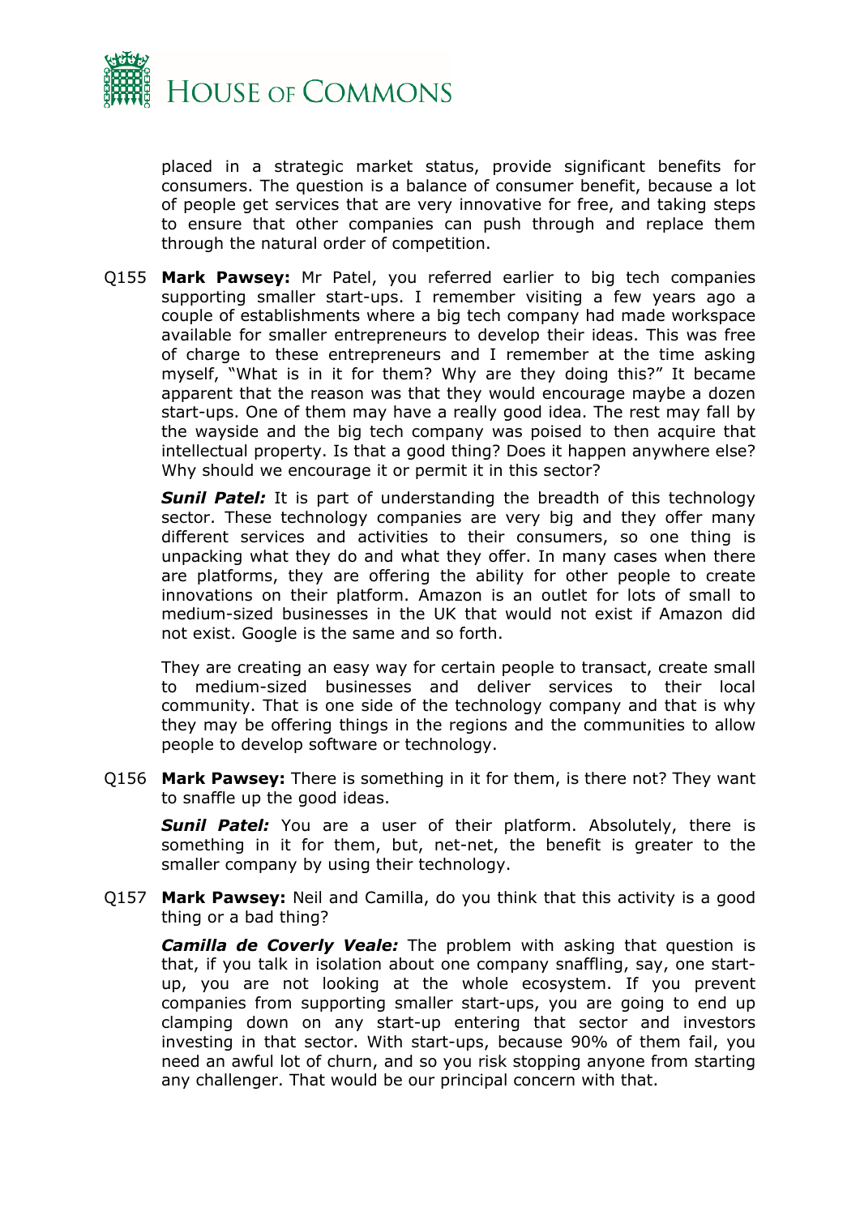placed in a strategic market status, provide significant benefits for consumers. The question is a balance of consumer benefit, because a lot of people get services that are very innovative for free, and taking steps to ensure that other companies can push through and replace them through the natural order of competition.

Q155 **Mark Pawsey:** Mr Patel, you referred earlier to big tech companies supporting smaller start-ups. I remember visiting a few years ago a couple of establishments where a big tech company had made workspace available for smaller entrepreneurs to develop their ideas. This was free of charge to these entrepreneurs and I remember at the time asking myself, "What is in it for them? Why are they doing this?" It became apparent that the reason was that they would encourage maybe a dozen start-ups. One of them may have a really good idea. The rest may fall by the wayside and the big tech company was poised to then acquire that intellectual property. Is that a good thing? Does it happen anywhere else? Why should we encourage it or permit it in this sector?

***Sunil Patel:*** It is part of understanding the breadth of this technology sector. These technology companies are very big and they offer many different services and activities to their consumers, so one thing is unpacking what they do and what they offer. In many cases when there are platforms, they are offering the ability for other people to create innovations on their platform. Amazon is an outlet for lots of small to medium-sized businesses in the UK that would not exist if Amazon did not exist. Google is the same and so forth.

They are creating an easy way for certain people to transact, create small to medium-sized businesses and deliver services to their local community. That is one side of the technology company and that is why they may be offering things in the regions and the communities to allow people to develop software or technology.

Q156 **Mark Pawsey:** There is something in it for them, is there not? They want to snaffle up the good ideas.

***Sunil Patel:*** You are a user of their platform. Absolutely, there is something in it for them, but, net-net, the benefit is greater to the smaller company by using their technology.

Q157 **Mark Pawsey:** Neil and Camilla, do you think that this activity is a good thing or a bad thing?

***Camilla de Coverly Veale:*** The problem with asking that question is that, if you talk in isolation about one company snaffling, say, one start-up, you are not looking at the whole ecosystem. If you prevent companies from supporting smaller start-ups, you are going to end up clamping down on any start-up entering that sector and investors investing in that sector. With start-ups, because 90% of them fail, you need an awful lot of churn, and so you risk stopping anyone from starting any challenger. That would be our principal concern with that.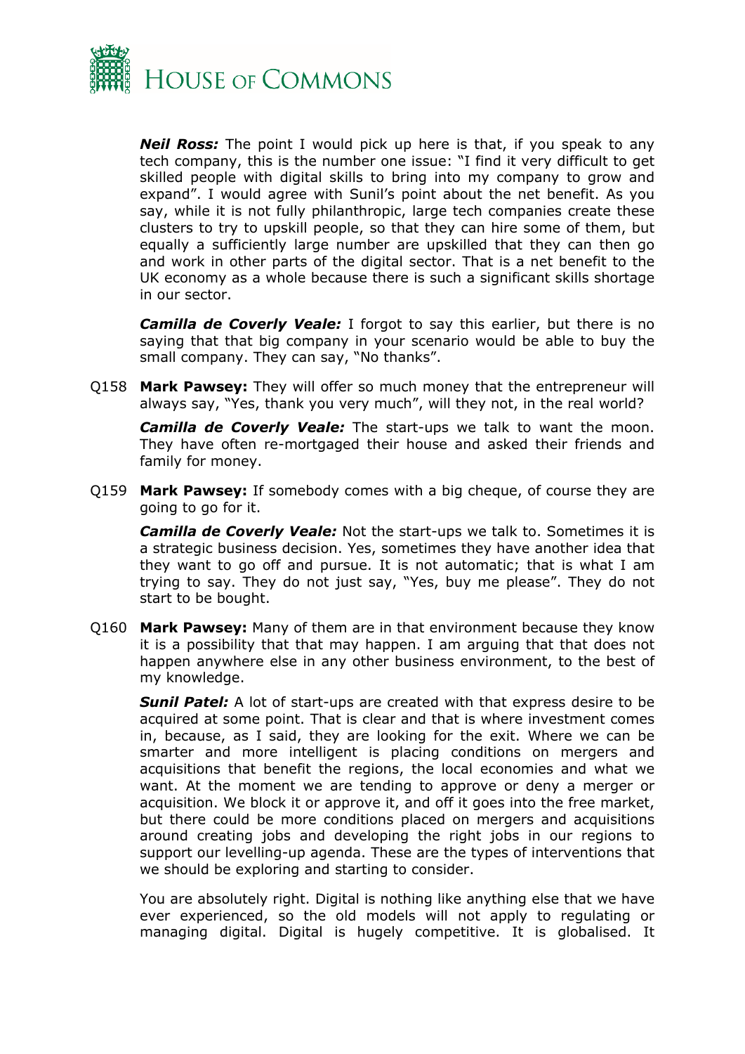***Neil Ross:*** The point I would pick up here is that, if you speak to any tech company, this is the number one issue: "I find it very difficult to get skilled people with digital skills to bring into my company to grow and expand". I would agree with Sunil's point about the net benefit. As you say, while it is not fully philanthropic, large tech companies create these clusters to try to upskill people, so that they can hire some of them, but equally a sufficiently large number are upskilled that they can then go and work in other parts of the digital sector. That is a net benefit to the UK economy as a whole because there is such a significant skills shortage in our sector.

***Camilla de Coverly Veale:*** I forgot to say this earlier, but there is no saying that that big company in your scenario would be able to buy the small company. They can say, "No thanks".

Q158 **Mark Pawsey:** They will offer so much money that the entrepreneur will always say, "Yes, thank you very much", will they not, in the real world?

***Camilla de Coverly Veale:*** The start-ups we talk to want the moon. They have often re-mortgaged their house and asked their friends and family for money.

Q159 **Mark Pawsey:** If somebody comes with a big cheque, of course they are going to go for it.

***Camilla de Coverly Veale:*** Not the start-ups we talk to. Sometimes it is a strategic business decision. Yes, sometimes they have another idea that they want to go off and pursue. It is not automatic; that is what I am trying to say. They do not just say, "Yes, buy me please". They do not start to be bought.

Q160 **Mark Pawsey:** Many of them are in that environment because they know it is a possibility that that may happen. I am arguing that that does not happen anywhere else in any other business environment, to the best of my knowledge.

***Sunil Patel:*** A lot of start-ups are created with that express desire to be acquired at some point. That is clear and that is where investment comes in, because, as I said, they are looking for the exit. Where we can be smarter and more intelligent is placing conditions on mergers and acquisitions that benefit the regions, the local economies and what we want. At the moment we are tending to approve or deny a merger or acquisition. We block it or approve it, and off it goes into the free market, but there could be more conditions placed on mergers and acquisitions around creating jobs and developing the right jobs in our regions to support our levelling-up agenda. These are the types of interventions that we should be exploring and starting to consider.

You are absolutely right. Digital is nothing like anything else that we have ever experienced, so the old models will not apply to regulating or managing digital. Digital is hugely competitive. It is globalised. It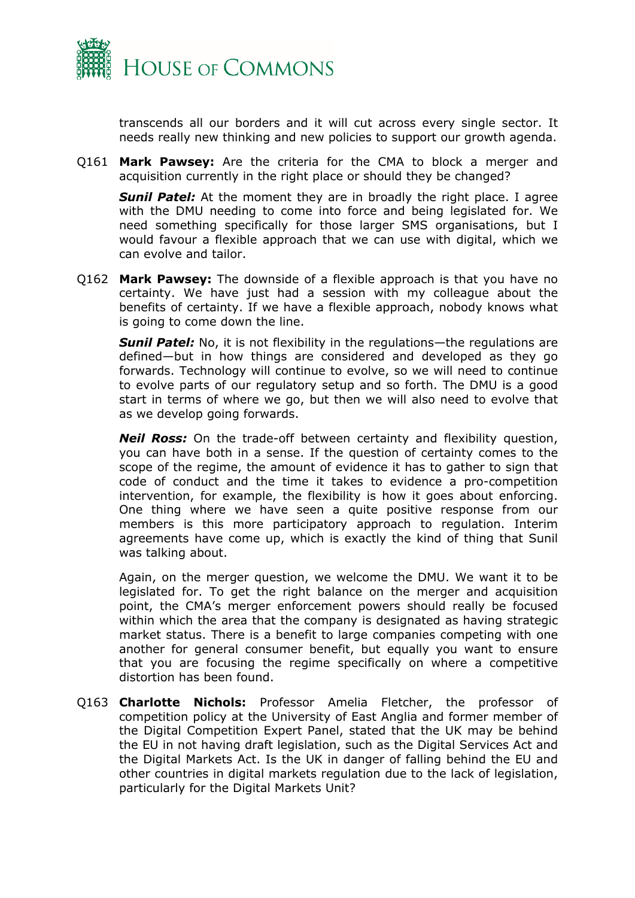transcends all our borders and it will cut across every single sector. It needs really new thinking and new policies to support our growth agenda.

Q161 **Mark Pawsey:** Are the criteria for the CMA to block a merger and acquisition currently in the right place or should they be changed?

***Sunil Patel:*** At the moment they are in broadly the right place. I agree with the DMU needing to come into force and being legislated for. We need something specifically for those larger SMS organisations, but I would favour a flexible approach that we can use with digital, which we can evolve and tailor.

Q162 **Mark Pawsey:** The downside of a flexible approach is that you have no certainty. We have just had a session with my colleague about the benefits of certainty. If we have a flexible approach, nobody knows what is going to come down the line.

***Sunil Patel:*** No, it is not flexibility in the regulations—the regulations are defined—but in how things are considered and developed as they go forwards. Technology will continue to evolve, so we will need to continue to evolve parts of our regulatory setup and so forth. The DMU is a good start in terms of where we go, but then we will also need to evolve that as we develop going forwards.

***Neil Ross:*** On the trade-off between certainty and flexibility question, you can have both in a sense. If the question of certainty comes to the scope of the regime, the amount of evidence it has to gather to sign that code of conduct and the time it takes to evidence a pro-competition intervention, for example, the flexibility is how it goes about enforcing. One thing where we have seen a quite positive response from our members is this more participatory approach to regulation. Interim agreements have come up, which is exactly the kind of thing that Sunil was talking about.

Again, on the merger question, we welcome the DMU. We want it to be legislated for. To get the right balance on the merger and acquisition point, the CMA's merger enforcement powers should really be focused within which the area that the company is designated as having strategic market status. There is a benefit to large companies competing with one another for general consumer benefit, but equally you want to ensure that you are focusing the regime specifically on where a competitive distortion has been found.

Q163 **Charlotte Nichols:** Professor Amelia Fletcher, the professor of competition policy at the University of East Anglia and former member of the Digital Competition Expert Panel, stated that the UK may be behind the EU in not having draft legislation, such as the Digital Services Act and the Digital Markets Act. Is the UK in danger of falling behind the EU and other countries in digital markets regulation due to the lack of legislation, particularly for the Digital Markets Unit?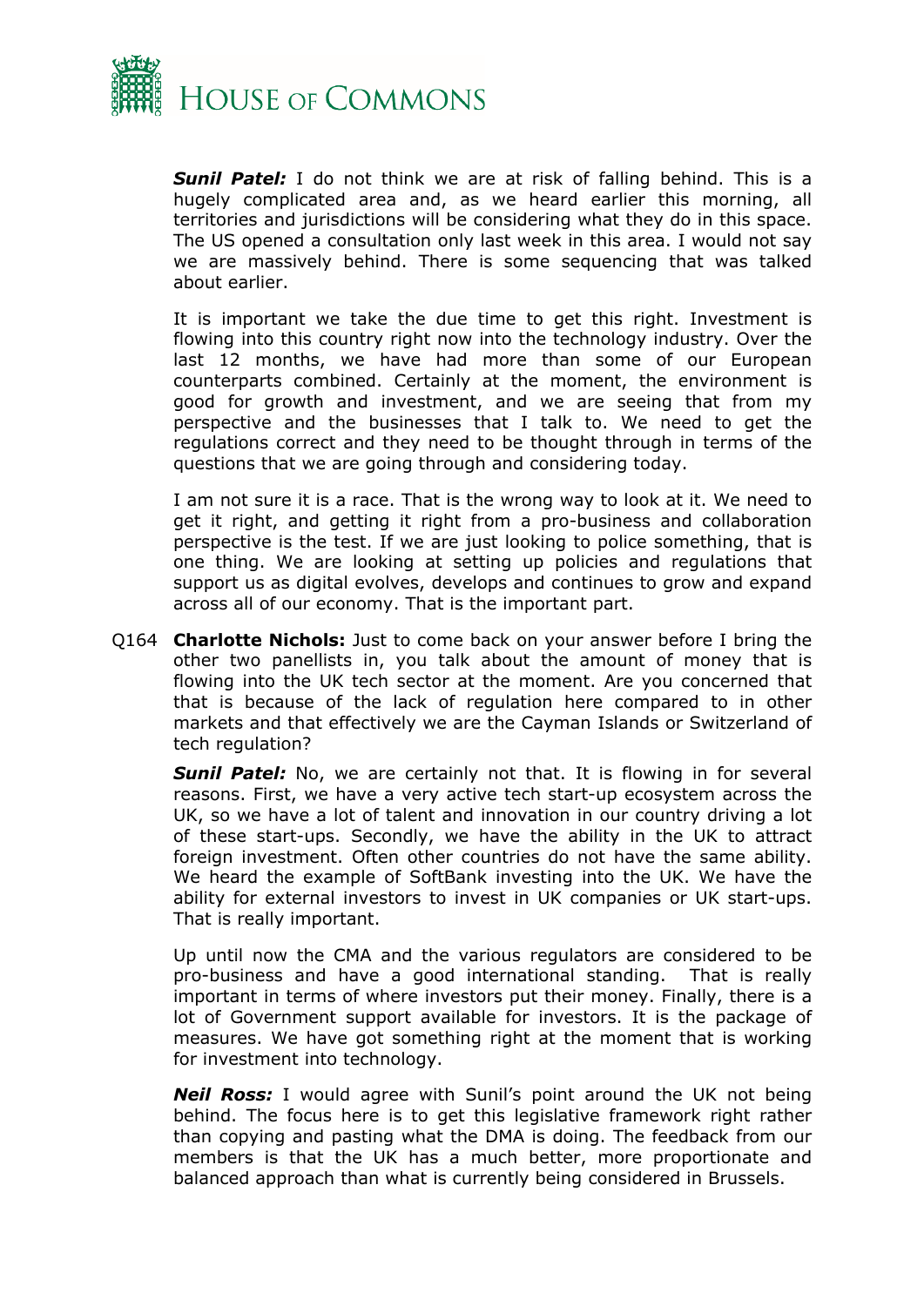***Sunil Patel:*** I do not think we are at risk of falling behind. This is a hugely complicated area and, as we heard earlier this morning, all territories and jurisdictions will be considering what they do in this space. The US opened a consultation only last week in this area. I would not say we are massively behind. There is some sequencing that was talked about earlier.

It is important we take the due time to get this right. Investment is flowing into this country right now into the technology industry. Over the last 12 months, we have had more than some of our European counterparts combined. Certainly at the moment, the environment is good for growth and investment, and we are seeing that from my perspective and the businesses that I talk to. We need to get the regulations correct and they need to be thought through in terms of the questions that we are going through and considering today.

I am not sure it is a race. That is the wrong way to look at it. We need to get it right, and getting it right from a pro-business and collaboration perspective is the test. If we are just looking to police something, that is one thing. We are looking at setting up policies and regulations that support us as digital evolves, develops and continues to grow and expand across all of our economy. That is the important part.

Q164 **Charlotte Nichols:** Just to come back on your answer before I bring the other two panellists in, you talk about the amount of money that is flowing into the UK tech sector at the moment. Are you concerned that that is because of the lack of regulation here compared to in other markets and that effectively we are the Cayman Islands or Switzerland of tech regulation?

***Sunil Patel:*** No, we are certainly not that. It is flowing in for several reasons. First, we have a very active tech start-up ecosystem across the UK, so we have a lot of talent and innovation in our country driving a lot of these start-ups. Secondly, we have the ability in the UK to attract foreign investment. Often other countries do not have the same ability. We heard the example of SoftBank investing into the UK. We have the ability for external investors to invest in UK companies or UK start-ups. That is really important.

Up until now the CMA and the various regulators are considered to be pro-business and have a good international standing. That is really important in terms of where investors put their money. Finally, there is a lot of Government support available for investors. It is the package of measures. We have got something right at the moment that is working for investment into technology.

***Neil Ross:*** I would agree with Sunil's point around the UK not being behind. The focus here is to get this legislative framework right rather than copying and pasting what the DMA is doing. The feedback from our members is that the UK has a much better, more proportionate and balanced approach than what is currently being considered in Brussels.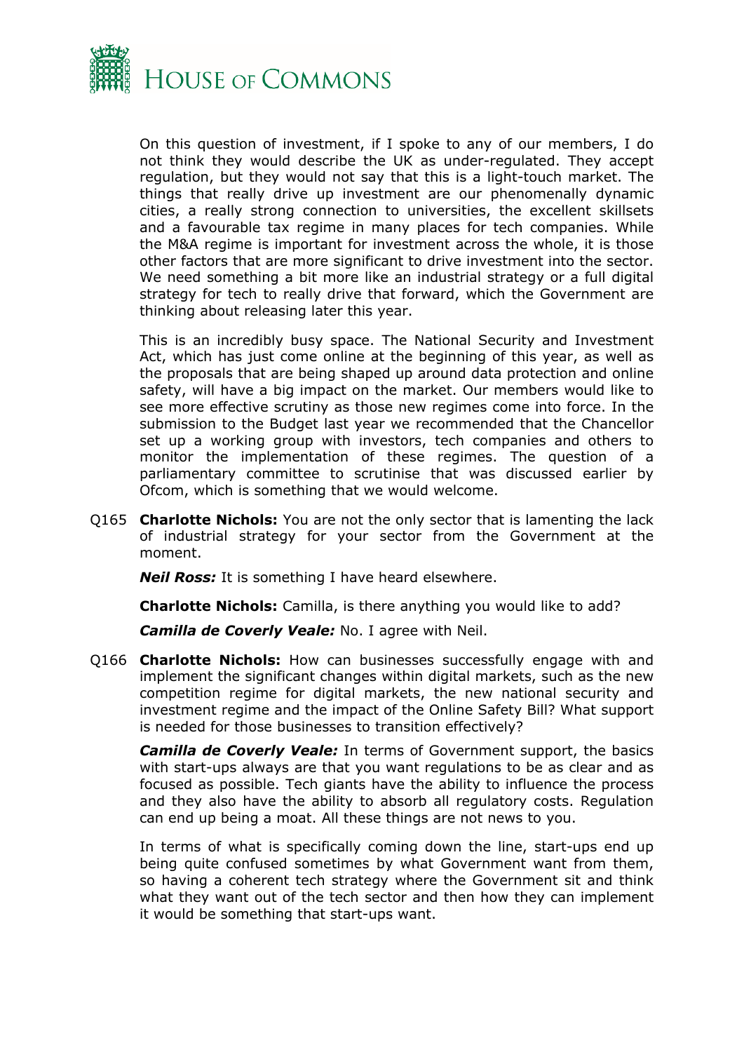On this question of investment, if I spoke to any of our members, I do not think they would describe the UK as under-regulated. They accept regulation, but they would not say that this is a light-touch market. The things that really drive up investment are our phenomenally dynamic cities, a really strong connection to universities, the excellent skillsets and a favourable tax regime in many places for tech companies. While the M&A regime is important for investment across the whole, it is those other factors that are more significant to drive investment into the sector. We need something a bit more like an industrial strategy or a full digital strategy for tech to really drive that forward, which the Government are thinking about releasing later this year.

This is an incredibly busy space. The National Security and Investment Act, which has just come online at the beginning of this year, as well as the proposals that are being shaped up around data protection and online safety, will have a big impact on the market. Our members would like to see more effective scrutiny as those new regimes come into force. In the submission to the Budget last year we recommended that the Chancellor set up a working group with investors, tech companies and others to monitor the implementation of these regimes. The question of a parliamentary committee to scrutinise that was discussed earlier by Ofcom, which is something that we would welcome.

Q165 **Charlotte Nichols:** You are not the only sector that is lamenting the lack of industrial strategy for your sector from the Government at the moment.

***Neil Ross:*** It is something I have heard elsewhere.

**Charlotte Nichols:** Camilla, is there anything you would like to add?

***Camilla de Coverly Veale:*** No. I agree with Neil.

Q166 **Charlotte Nichols:** How can businesses successfully engage with and implement the significant changes within digital markets, such as the new competition regime for digital markets, the new national security and investment regime and the impact of the Online Safety Bill? What support is needed for those businesses to transition effectively?

***Camilla de Coverly Veale:*** In terms of Government support, the basics with start-ups always are that you want regulations to be as clear and as focused as possible. Tech giants have the ability to influence the process and they also have the ability to absorb all regulatory costs. Regulation can end up being a moat. All these things are not news to you.

In terms of what is specifically coming down the line, start-ups end up being quite confused sometimes by what Government want from them, so having a coherent tech strategy where the Government sit and think what they want out of the tech sector and then how they can implement it would be something that start-ups want.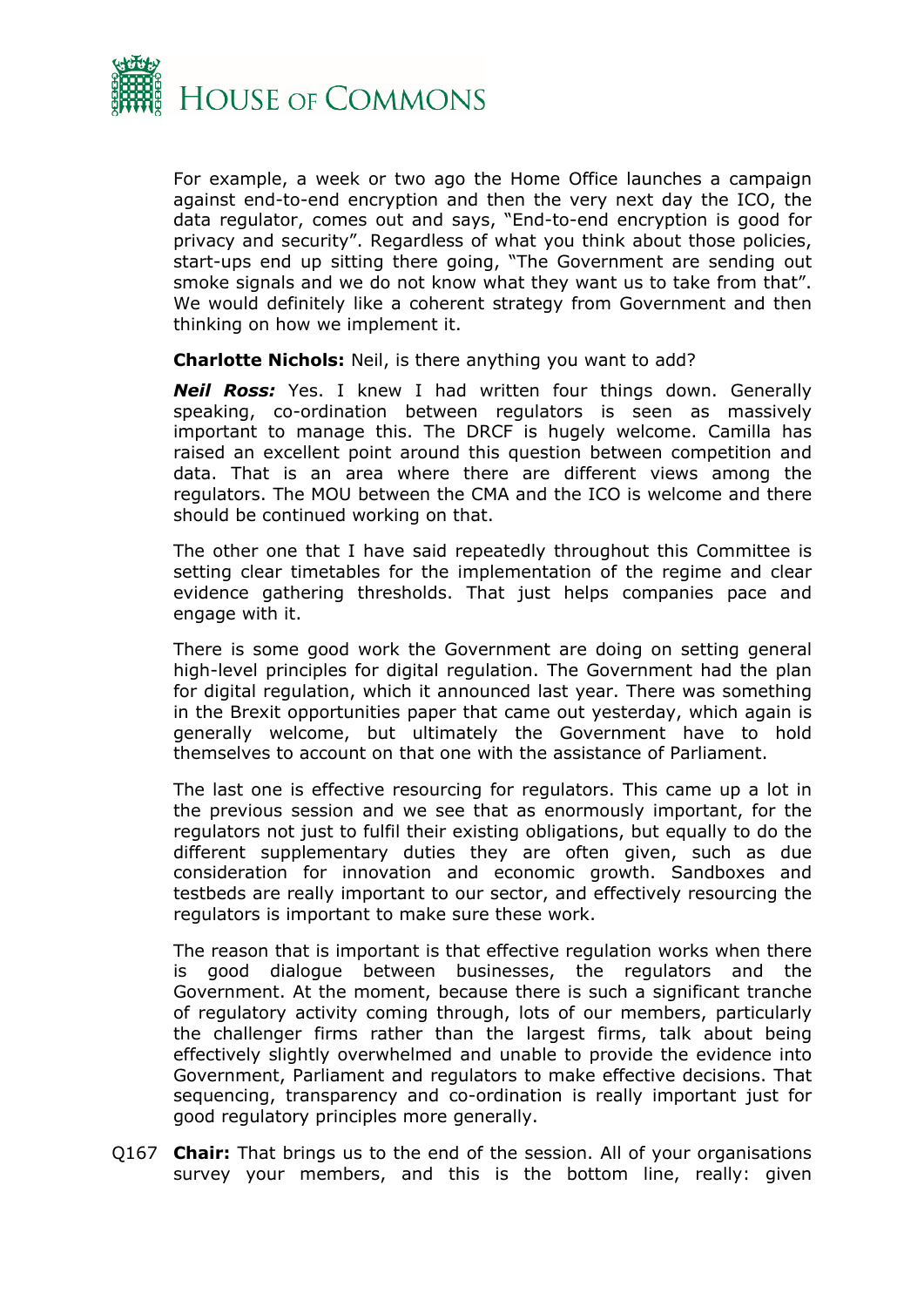For example, a week or two ago the Home Office launches a campaign against end-to-end encryption and then the very next day the ICO, the data regulator, comes out and says, "End-to-end encryption is good for privacy and security". Regardless of what you think about those policies, start-ups end up sitting there going, "The Government are sending out smoke signals and we do not know what they want us to take from that". We would definitely like a coherent strategy from Government and then thinking on how we implement it.

**Charlotte Nichols:** Neil, is there anything you want to add?

***Neil Ross:*** Yes. I knew I had written four things down. Generally speaking, co-ordination between regulators is seen as massively important to manage this. The DRCF is hugely welcome. Camilla has raised an excellent point around this question between competition and data. That is an area where there are different views among the regulators. The MOU between the CMA and the ICO is welcome and there should be continued working on that.

The other one that I have said repeatedly throughout this Committee is setting clear timetables for the implementation of the regime and clear evidence gathering thresholds. That just helps companies pace and engage with it.

There is some good work the Government are doing on setting general high-level principles for digital regulation. The Government had the plan for digital regulation, which it announced last year. There was something in the Brexit opportunities paper that came out yesterday, which again is generally welcome, but ultimately the Government have to hold themselves to account on that one with the assistance of Parliament.

The last one is effective resourcing for regulators. This came up a lot in the previous session and we see that as enormously important, for the regulators not just to fulfil their existing obligations, but equally to do the different supplementary duties they are often given, such as due consideration for innovation and economic growth. Sandboxes and testbeds are really important to our sector, and effectively resourcing the regulators is important to make sure these work.

The reason that is important is that effective regulation works when there is good dialogue between businesses, the regulators and the Government. At the moment, because there is such a significant tranche of regulatory activity coming through, lots of our members, particularly the challenger firms rather than the largest firms, talk about being effectively slightly overwhelmed and unable to provide the evidence into Government, Parliament and regulators to make effective decisions. That sequencing, transparency and co-ordination is really important just for good regulatory principles more generally.

Q167 **Chair:** That brings us to the end of the session. All of your organisations survey your members, and this is the bottom line, really: given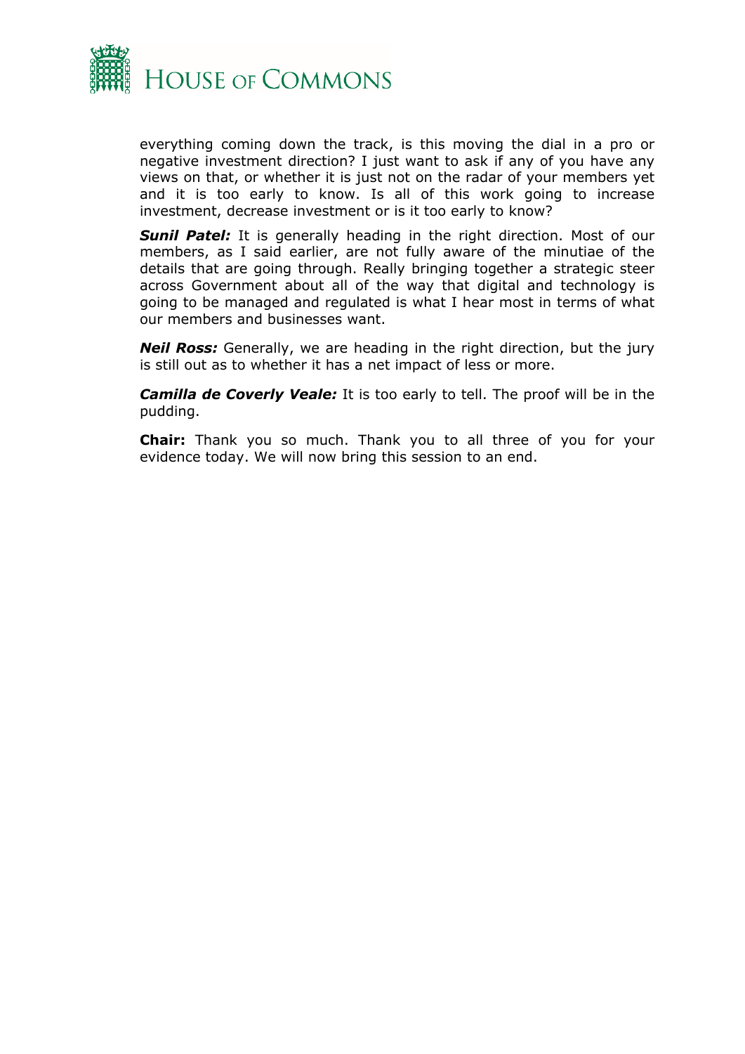everything coming down the track, is this moving the dial in a pro or negative investment direction? I just want to ask if any of you have any views on that, or whether it is just not on the radar of your members yet and it is too early to know. Is all of this work going to increase investment, decrease investment or is it too early to know?

***Sunil Patel:*** It is generally heading in the right direction. Most of our members, as I said earlier, are not fully aware of the minutiae of the details that are going through. Really bringing together a strategic steer across Government about all of the way that digital and technology is going to be managed and regulated is what I hear most in terms of what our members and businesses want.

***Neil Ross:*** Generally, we are heading in the right direction, but the jury is still out as to whether it has a net impact of less or more.

***Camilla de Coverly Veale:*** It is too early to tell. The proof will be in the pudding.

**Chair:** Thank you so much. Thank you to all three of you for your evidence today. We will now bring this session to an end.